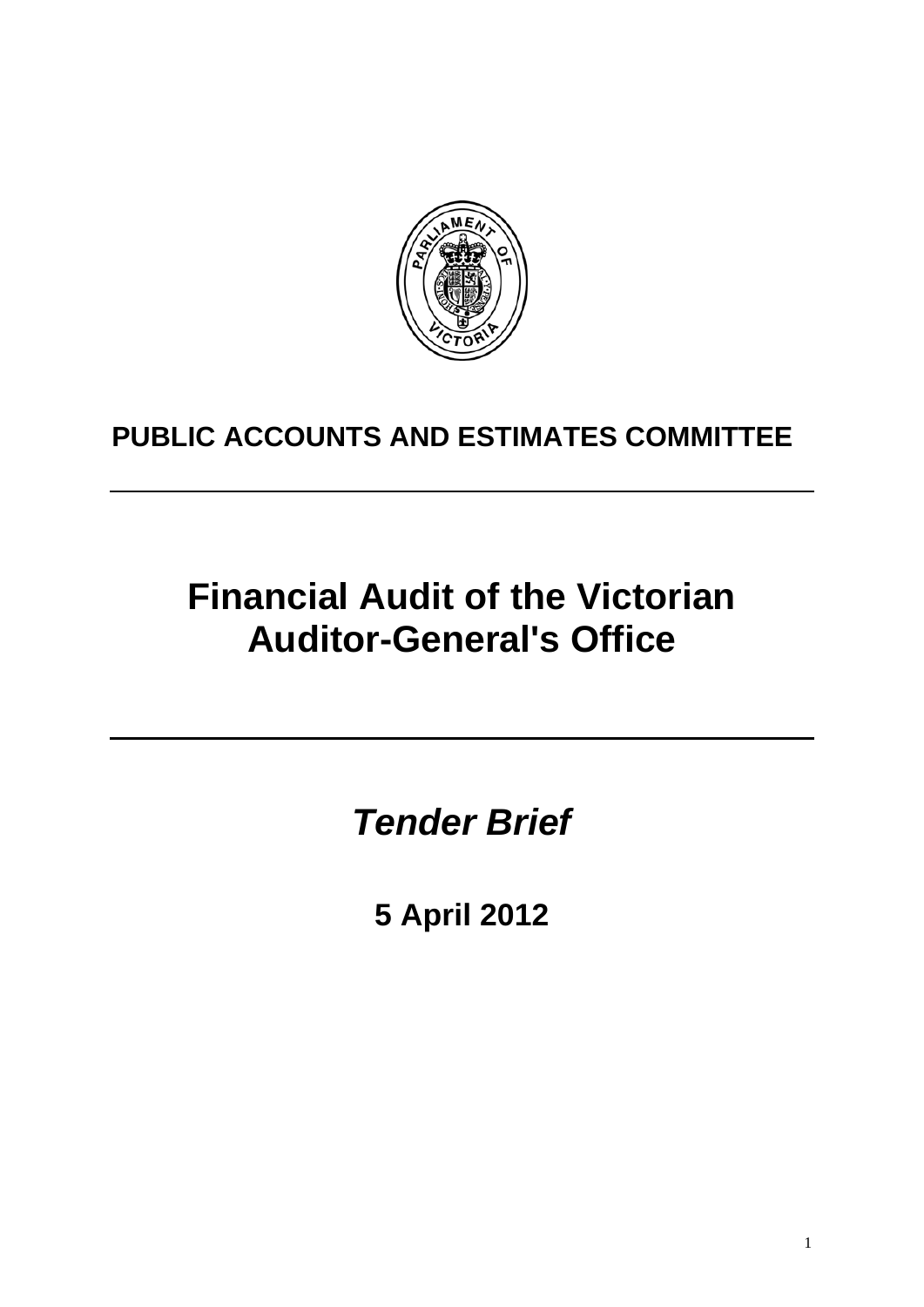**PUBLIC ACCOUNTS AND ESTIMATES COMMITTEE**

---

# Financial Audit of the Victorian Auditor-General's Office

---

## *Tender Brief*

**5 April 2012**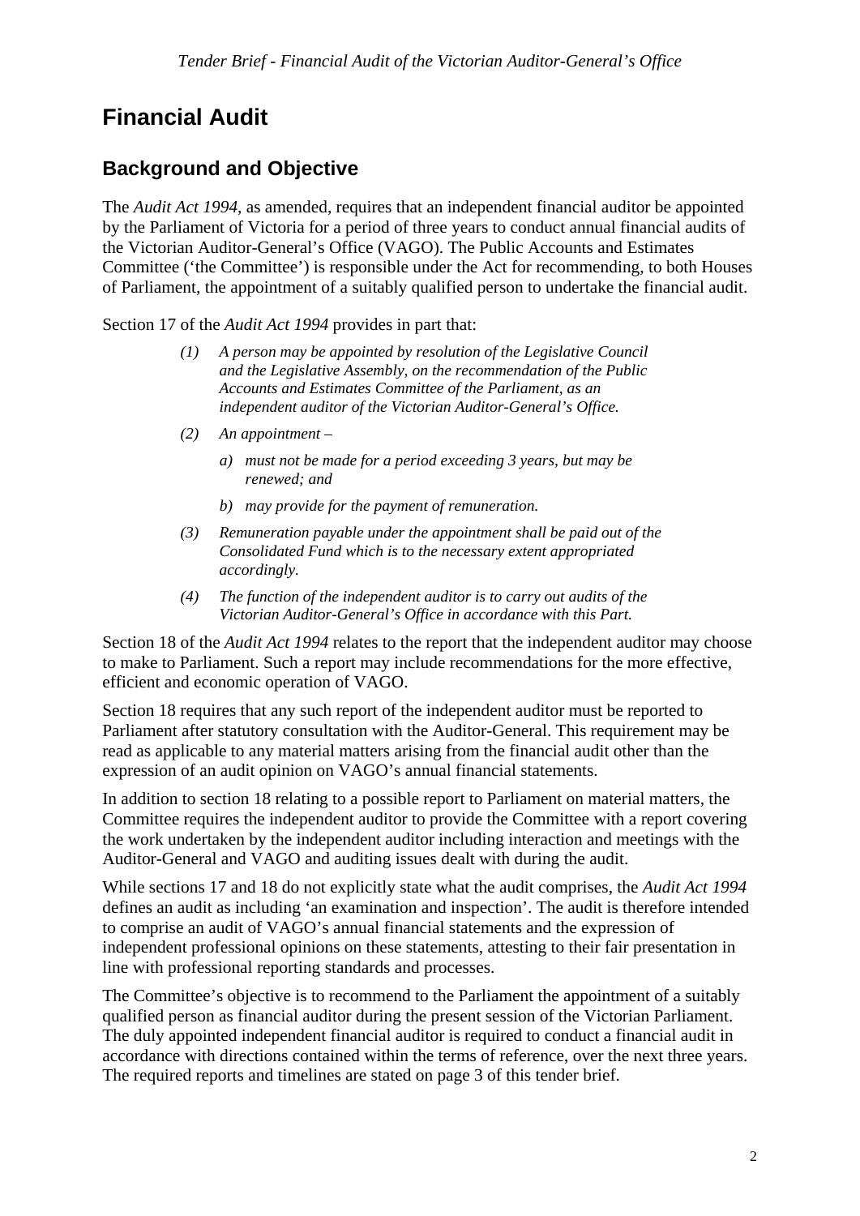# Financial Audit

## Background and Objective

The *Audit Act 1994*, as amended, requires that an independent financial auditor be appointed by the Parliament of Victoria for a period of three years to conduct annual financial audits of the Victorian Auditor-General's Office (VAGO). The Public Accounts and Estimates Committee ('the Committee') is responsible under the Act for recommending, to both Houses of Parliament, the appointment of a suitably qualified person to undertake the financial audit.

Section 17 of the *Audit Act 1994* provides in part that:

> *(1) A person may be appointed by resolution of the Legislative Council and the Legislative Assembly, on the recommendation of the Public Accounts and Estimates Committee of the Parliament, as an independent auditor of the Victorian Auditor-General's Office.*
>
> *(2) An appointment –*
>
> *a) must not be made for a period exceeding 3 years, but may be renewed; and*
>
> *b) may provide for the payment of remuneration.*
>
> *(3) Remuneration payable under the appointment shall be paid out of the Consolidated Fund which is to the necessary extent appropriated accordingly.*
>
> *(4) The function of the independent auditor is to carry out audits of the Victorian Auditor-General's Office in accordance with this Part.*

Section 18 of the *Audit Act 1994* relates to the report that the independent auditor may choose to make to Parliament. Such a report may include recommendations for the more effective, efficient and economic operation of VAGO.

Section 18 requires that any such report of the independent auditor must be reported to Parliament after statutory consultation with the Auditor-General. This requirement may be read as applicable to any material matters arising from the financial audit other than the expression of an audit opinion on VAGO's annual financial statements.

In addition to section 18 relating to a possible report to Parliament on material matters, the Committee requires the independent auditor to provide the Committee with a report covering the work undertaken by the independent auditor including interaction and meetings with the Auditor-General and VAGO and auditing issues dealt with during the audit.

While sections 17 and 18 do not explicitly state what the audit comprises, the *Audit Act 1994* defines an audit as including 'an examination and inspection'. The audit is therefore intended to comprise an audit of VAGO's annual financial statements and the expression of independent professional opinions on these statements, attesting to their fair presentation in line with professional reporting standards and processes.

The Committee's objective is to recommend to the Parliament the appointment of a suitably qualified person as financial auditor during the present session of the Victorian Parliament. The duly appointed independent financial auditor is required to conduct a financial audit in accordance with directions contained within the terms of reference, over the next three years. The required reports and timelines are stated on page 3 of this tender brief.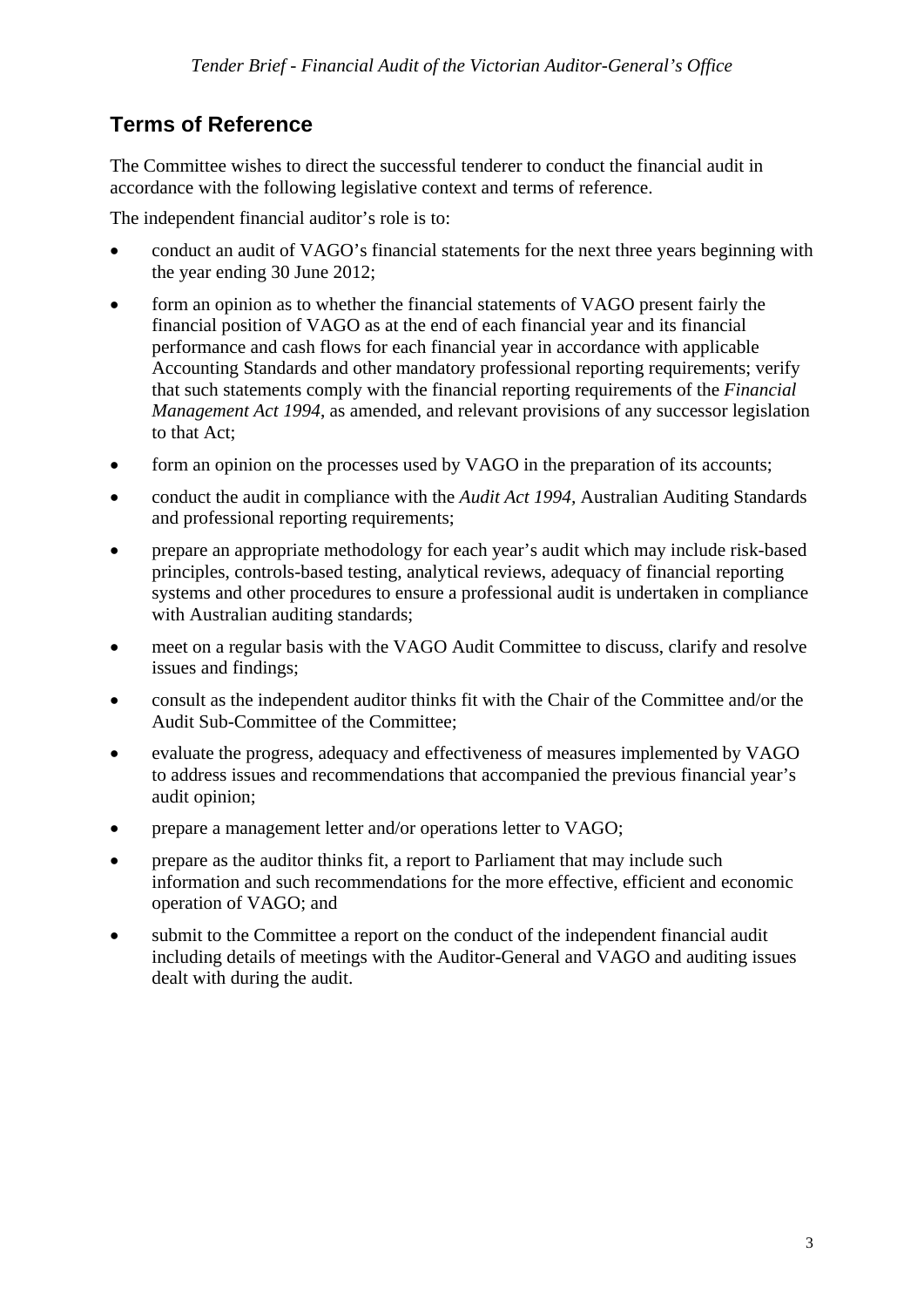## Terms of Reference

The Committee wishes to direct the successful tenderer to conduct the financial audit in accordance with the following legislative context and terms of reference.

The independent financial auditor's role is to:

- conduct an audit of VAGO's financial statements for the next three years beginning with the year ending 30 June 2012;
- form an opinion as to whether the financial statements of VAGO present fairly the financial position of VAGO as at the end of each financial year and its financial performance and cash flows for each financial year in accordance with applicable Accounting Standards and other mandatory professional reporting requirements; verify that such statements comply with the financial reporting requirements of the *Financial Management Act 1994*, as amended, and relevant provisions of any successor legislation to that Act;
- form an opinion on the processes used by VAGO in the preparation of its accounts;
- conduct the audit in compliance with the *Audit Act 1994,* Australian Auditing Standards and professional reporting requirements;
- prepare an appropriate methodology for each year's audit which may include risk-based principles, controls-based testing, analytical reviews, adequacy of financial reporting systems and other procedures to ensure a professional audit is undertaken in compliance with Australian auditing standards;
- meet on a regular basis with the VAGO Audit Committee to discuss, clarify and resolve issues and findings;
- consult as the independent auditor thinks fit with the Chair of the Committee and/or the Audit Sub-Committee of the Committee;
- evaluate the progress, adequacy and effectiveness of measures implemented by VAGO to address issues and recommendations that accompanied the previous financial year's audit opinion;
- prepare a management letter and/or operations letter to VAGO;
- prepare as the auditor thinks fit, a report to Parliament that may include such information and such recommendations for the more effective, efficient and economic operation of VAGO; and
- submit to the Committee a report on the conduct of the independent financial audit including details of meetings with the Auditor-General and VAGO and auditing issues dealt with during the audit.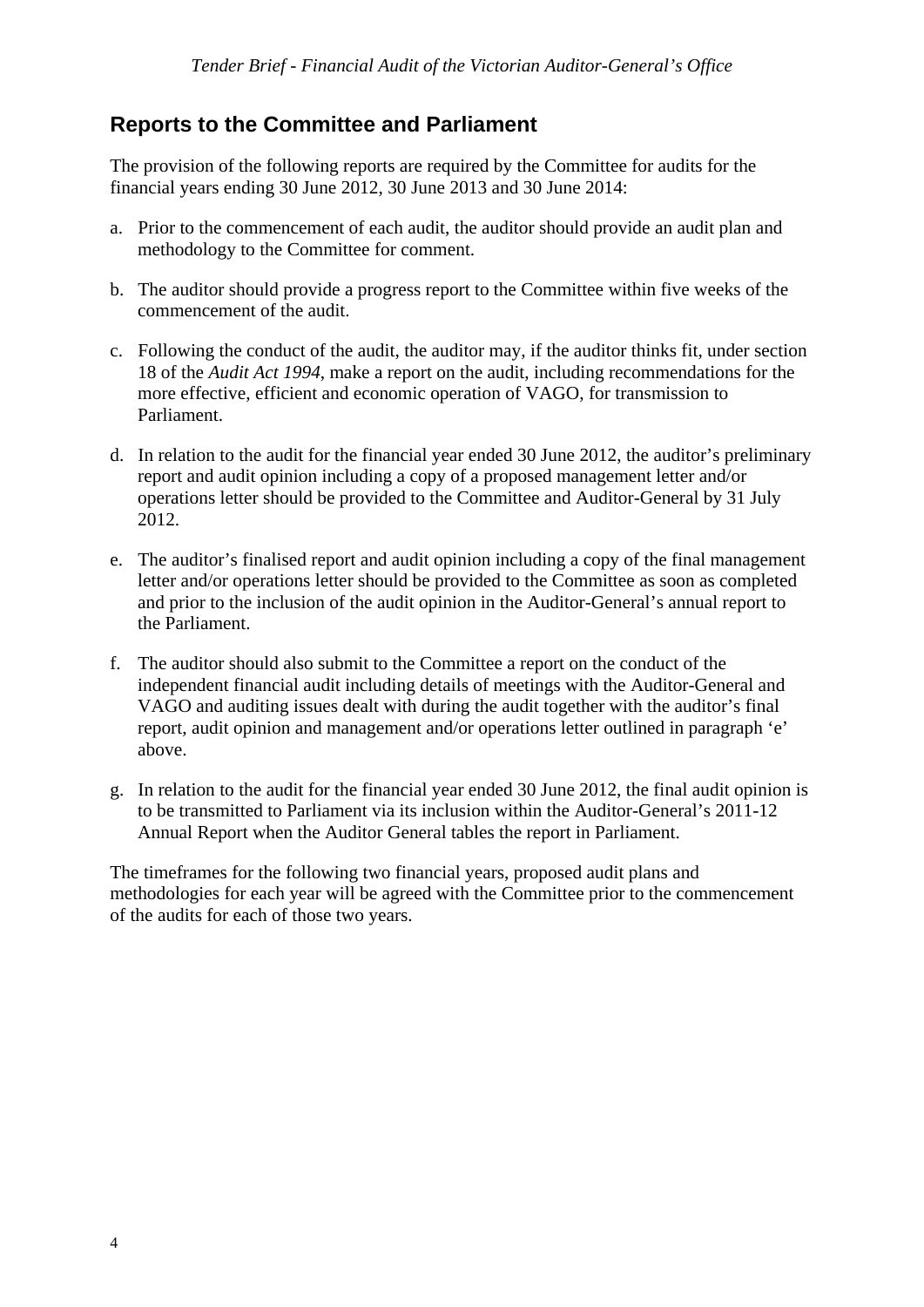## Reports to the Committee and Parliament

The provision of the following reports are required by the Committee for audits for the financial years ending 30 June 2012, 30 June 2013 and 30 June 2014:

a. Prior to the commencement of each audit, the auditor should provide an audit plan and methodology to the Committee for comment.

b. The auditor should provide a progress report to the Committee within five weeks of the commencement of the audit.

c. Following the conduct of the audit, the auditor may, if the auditor thinks fit, under section 18 of the *Audit Act 1994*, make a report on the audit, including recommendations for the more effective, efficient and economic operation of VAGO, for transmission to Parliament.

d. In relation to the audit for the financial year ended 30 June 2012, the auditor's preliminary report and audit opinion including a copy of a proposed management letter and/or operations letter should be provided to the Committee and Auditor-General by 31 July 2012.

e. The auditor's finalised report and audit opinion including a copy of the final management letter and/or operations letter should be provided to the Committee as soon as completed and prior to the inclusion of the audit opinion in the Auditor-General's annual report to the Parliament.

f. The auditor should also submit to the Committee a report on the conduct of the independent financial audit including details of meetings with the Auditor-General and VAGO and auditing issues dealt with during the audit together with the auditor's final report, audit opinion and management and/or operations letter outlined in paragraph 'e' above.

g. In relation to the audit for the financial year ended 30 June 2012, the final audit opinion is to be transmitted to Parliament via its inclusion within the Auditor-General's 2011-12 Annual Report when the Auditor General tables the report in Parliament.

The timeframes for the following two financial years, proposed audit plans and methodologies for each year will be agreed with the Committee prior to the commencement of the audits for each of those two years.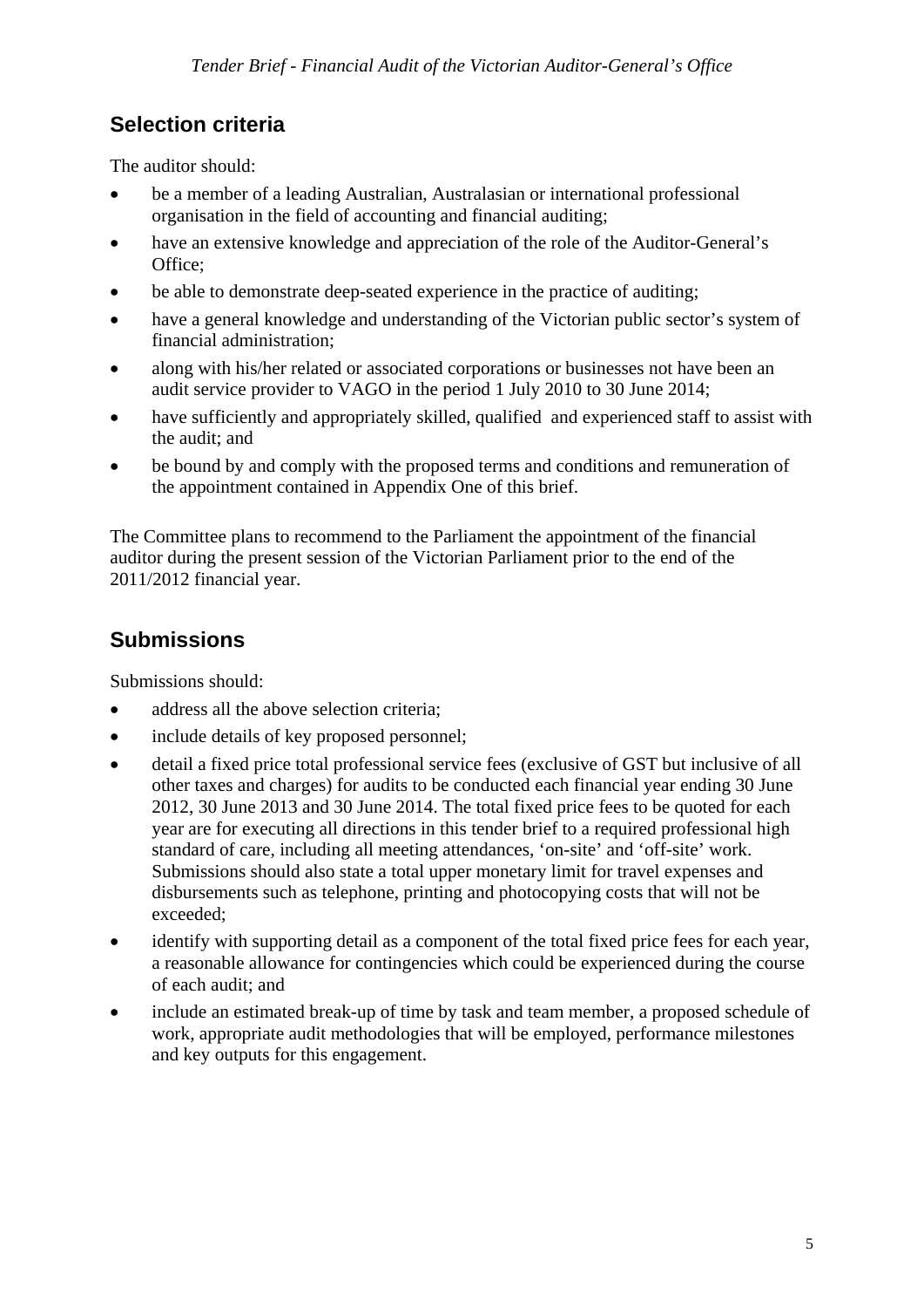## Selection criteria

The auditor should:

- be a member of a leading Australian, Australasian or international professional organisation in the field of accounting and financial auditing;
- have an extensive knowledge and appreciation of the role of the Auditor-General's Office;
- be able to demonstrate deep-seated experience in the practice of auditing;
- have a general knowledge and understanding of the Victorian public sector's system of financial administration;
- along with his/her related or associated corporations or businesses not have been an audit service provider to VAGO in the period 1 July 2010 to 30 June 2014;
- have sufficiently and appropriately skilled, qualified and experienced staff to assist with the audit; and
- be bound by and comply with the proposed terms and conditions and remuneration of the appointment contained in Appendix One of this brief.

The Committee plans to recommend to the Parliament the appointment of the financial auditor during the present session of the Victorian Parliament prior to the end of the 2011/2012 financial year.

## Submissions

Submissions should:

- address all the above selection criteria;
- include details of key proposed personnel;
- detail a fixed price total professional service fees (exclusive of GST but inclusive of all other taxes and charges) for audits to be conducted each financial year ending 30 June 2012, 30 June 2013 and 30 June 2014. The total fixed price fees to be quoted for each year are for executing all directions in this tender brief to a required professional high standard of care, including all meeting attendances, 'on-site' and 'off-site' work. Submissions should also state a total upper monetary limit for travel expenses and disbursements such as telephone, printing and photocopying costs that will not be exceeded;
- identify with supporting detail as a component of the total fixed price fees for each year, a reasonable allowance for contingencies which could be experienced during the course of each audit; and
- include an estimated break-up of time by task and team member, a proposed schedule of work, appropriate audit methodologies that will be employed, performance milestones and key outputs for this engagement.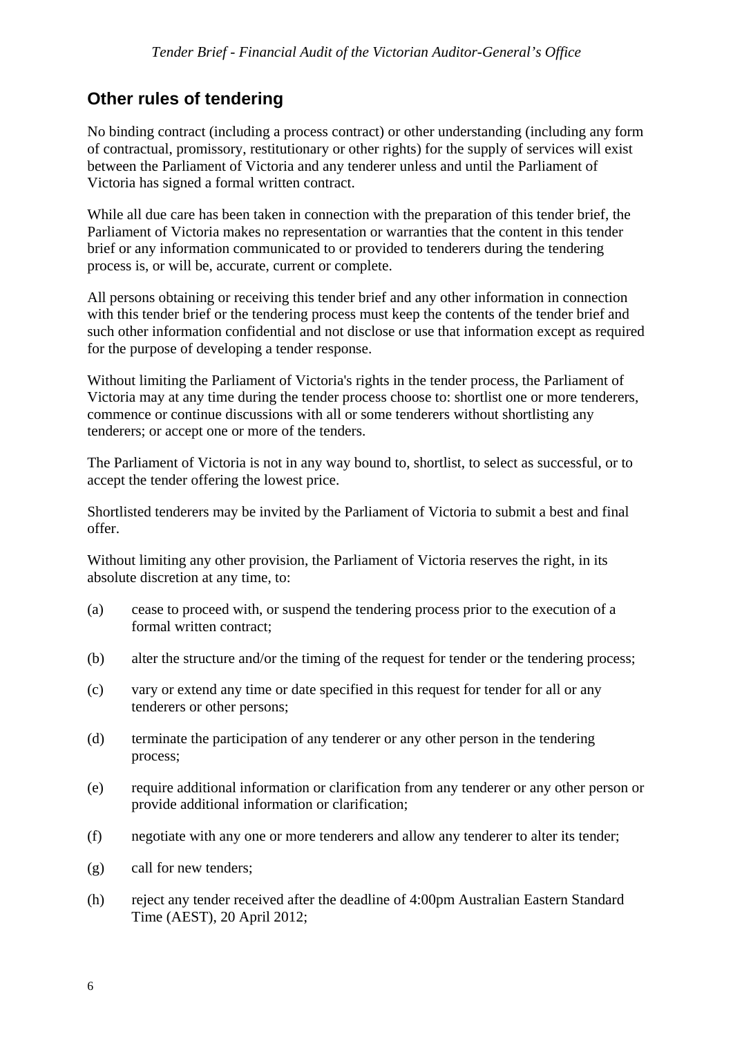## Other rules of tendering

No binding contract (including a process contract) or other understanding (including any form of contractual, promissory, restitutionary or other rights) for the supply of services will exist between the Parliament of Victoria and any tenderer unless and until the Parliament of Victoria has signed a formal written contract.

While all due care has been taken in connection with the preparation of this tender brief, the Parliament of Victoria makes no representation or warranties that the content in this tender brief or any information communicated to or provided to tenderers during the tendering process is, or will be, accurate, current or complete.

All persons obtaining or receiving this tender brief and any other information in connection with this tender brief or the tendering process must keep the contents of the tender brief and such other information confidential and not disclose or use that information except as required for the purpose of developing a tender response.

Without limiting the Parliament of Victoria's rights in the tender process, the Parliament of Victoria may at any time during the tender process choose to: shortlist one or more tenderers, commence or continue discussions with all or some tenderers without shortlisting any tenderers; or accept one or more of the tenders.

The Parliament of Victoria is not in any way bound to, shortlist, to select as successful, or to accept the tender offering the lowest price.

Shortlisted tenderers may be invited by the Parliament of Victoria to submit a best and final offer.

Without limiting any other provision, the Parliament of Victoria reserves the right, in its absolute discretion at any time, to:

(a) cease to proceed with, or suspend the tendering process prior to the execution of a formal written contract;

(b) alter the structure and/or the timing of the request for tender or the tendering process;

(c) vary or extend any time or date specified in this request for tender for all or any tenderers or other persons;

(d) terminate the participation of any tenderer or any other person in the tendering process;

(e) require additional information or clarification from any tenderer or any other person or provide additional information or clarification;

(f) negotiate with any one or more tenderers and allow any tenderer to alter its tender;

(g) call for new tenders;

(h) reject any tender received after the deadline of 4:00pm Australian Eastern Standard Time (AEST), 20 April 2012;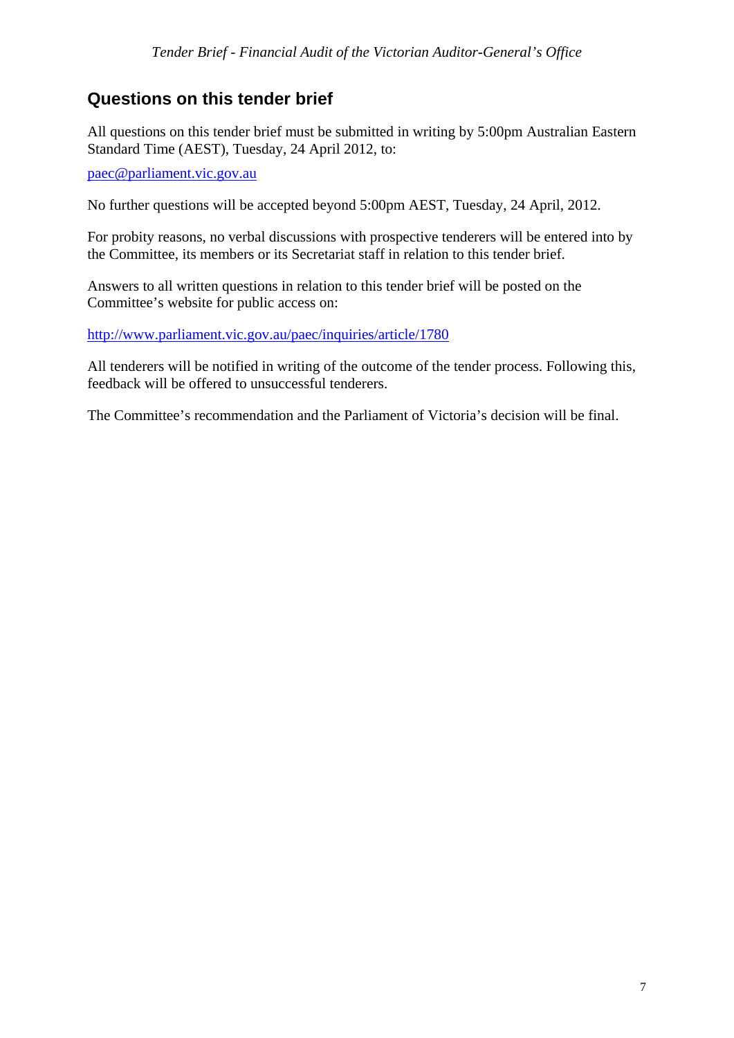## Questions on this tender brief

All questions on this tender brief must be submitted in writing by 5:00pm Australian Eastern Standard Time (AEST), Tuesday, 24 April 2012, to:

paec@parliament.vic.gov.au

No further questions will be accepted beyond 5:00pm AEST, Tuesday, 24 April, 2012.

For probity reasons, no verbal discussions with prospective tenderers will be entered into by the Committee, its members or its Secretariat staff in relation to this tender brief.

Answers to all written questions in relation to this tender brief will be posted on the Committee's website for public access on:

http://www.parliament.vic.gov.au/paec/inquiries/article/1780

All tenderers will be notified in writing of the outcome of the tender process. Following this, feedback will be offered to unsuccessful tenderers.

The Committee's recommendation and the Parliament of Victoria's decision will be final.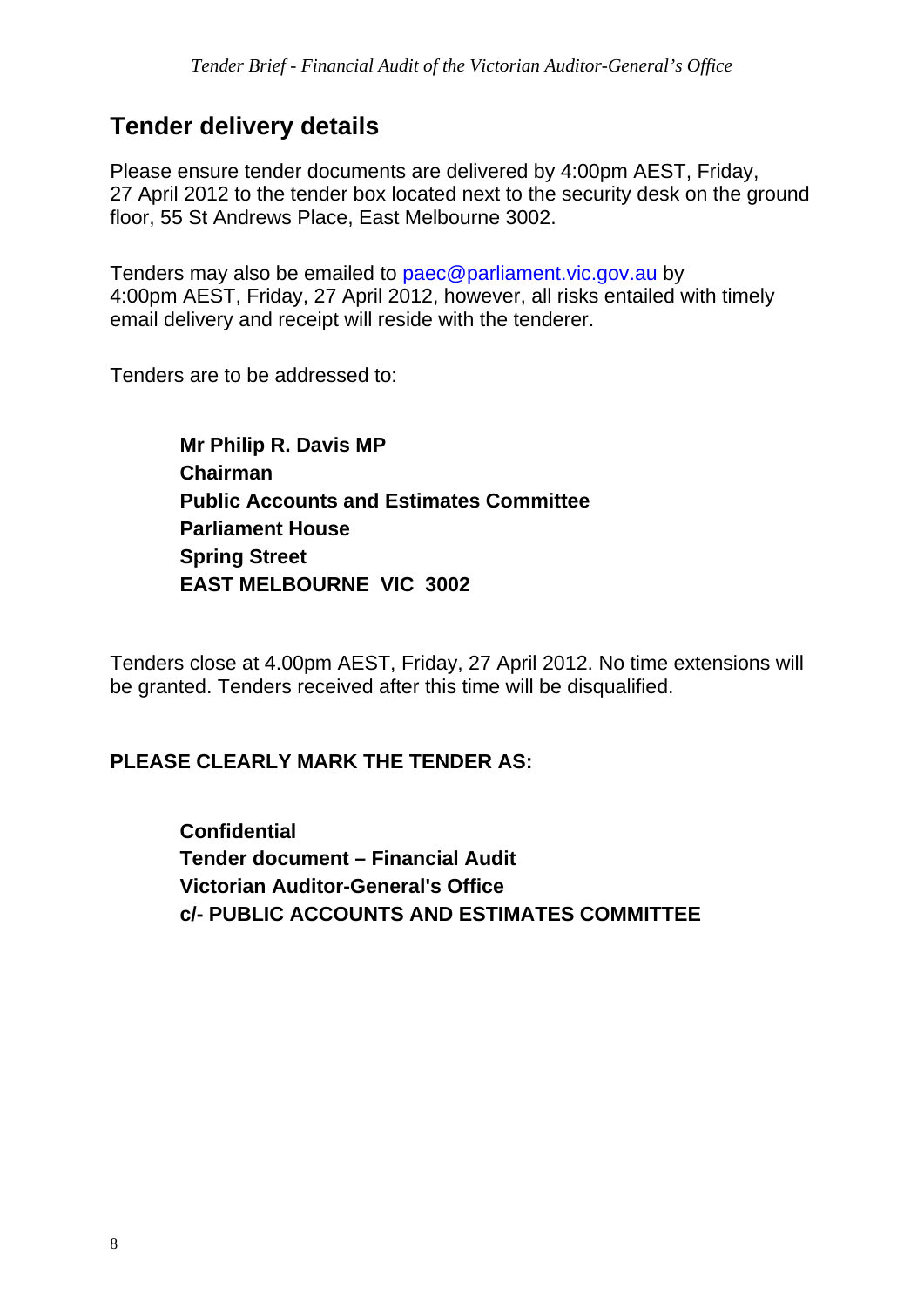## Tender delivery details

Please ensure tender documents are delivered by 4:00pm AEST, Friday, 27 April 2012 to the tender box located next to the security desk on the ground floor, 55 St Andrews Place, East Melbourne 3002.

Tenders may also be emailed to paec@parliament.vic.gov.au by 4:00pm AEST, Friday, 27 April 2012, however, all risks entailed with timely email delivery and receipt will reside with the tenderer.

Tenders are to be addressed to:

> **Mr Philip R. Davis MP**
> **Chairman**
> **Public Accounts and Estimates Committee**
> **Parliament House**
> **Spring Street**
> **EAST MELBOURNE VIC 3002**

Tenders close at 4.00pm AEST, Friday, 27 April 2012. No time extensions will be granted. Tenders received after this time will be disqualified.

**PLEASE CLEARLY MARK THE TENDER AS:**

> **Confidential**
> **Tender document – Financial Audit**
> **Victorian Auditor-General's Office**
> **c/- PUBLIC ACCOUNTS AND ESTIMATES COMMITTEE**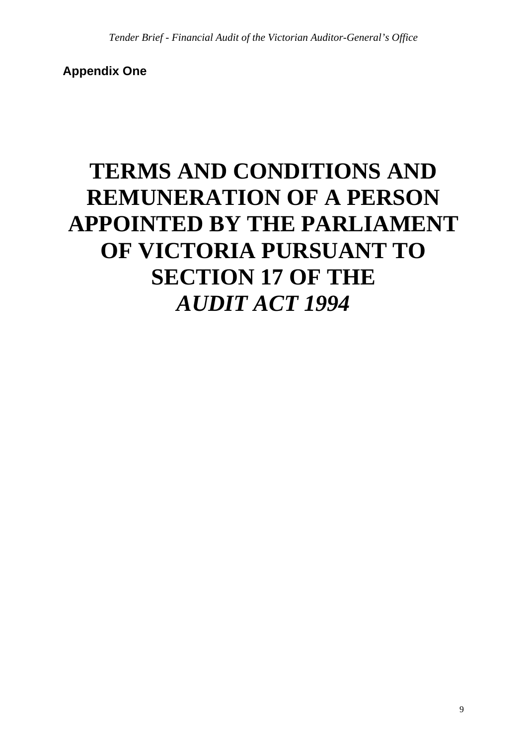**Appendix One**

# TERMS AND CONDITIONS AND REMUNERATION OF A PERSON APPOINTED BY THE PARLIAMENT OF VICTORIA PURSUANT TO SECTION 17 OF THE *AUDIT ACT 1994*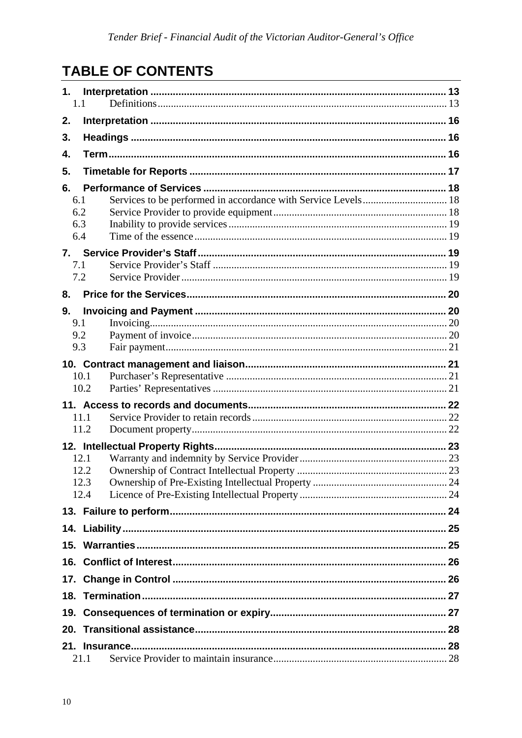# TABLE OF CONTENTS

**1. Interpretation** ........ 13
- 1.1 Definitions ........ 13

**2. Interpretation** ........ 16

**3. Headings** ........ 16

**4. Term** ........ 16

**5. Timetable for Reports** ........ 17

**6. Performance of Services** ........ 18
- 6.1 Services to be performed in accordance with Service Levels ........ 18
- 6.2 Service Provider to provide equipment ........ 18
- 6.3 Inability to provide services ........ 19
- 6.4 Time of the essence ........ 19

**7. Service Provider's Staff** ........ 19
- 7.1 Service Provider's Staff ........ 19
- 7.2 Service Provider ........ 19

**8. Price for the Services** ........ 20

**9. Invoicing and Payment** ........ 20
- 9.1 Invoicing ........ 20
- 9.2 Payment of invoice ........ 20
- 9.3 Fair payment ........ 21

**10. Contract management and liaison** ........ 21
- 10.1 Purchaser's Representative ........ 21
- 10.2 Parties' Representatives ........ 21

**11. Access to records and documents** ........ 22
- 11.1 Service Provider to retain records ........ 22
- 11.2 Document property ........ 22

**12. Intellectual Property Rights** ........ 23
- 12.1 Warranty and indemnity by Service Provider ........ 23
- 12.2 Ownership of Contract Intellectual Property ........ 23
- 12.3 Ownership of Pre-Existing Intellectual Property ........ 24
- 12.4 Licence of Pre-Existing Intellectual Property ........ 24

**13. Failure to perform** ........ 24

**14. Liability** ........ 25

**15. Warranties** ........ 25

**16. Conflict of Interest** ........ 26

**17. Change in Control** ........ 26

**18. Termination** ........ 27

**19. Consequences of termination or expiry** ........ 27

**20. Transitional assistance** ........ 28

**21. Insurance** ........ 28
- 21.1 Service Provider to maintain insurance ........ 28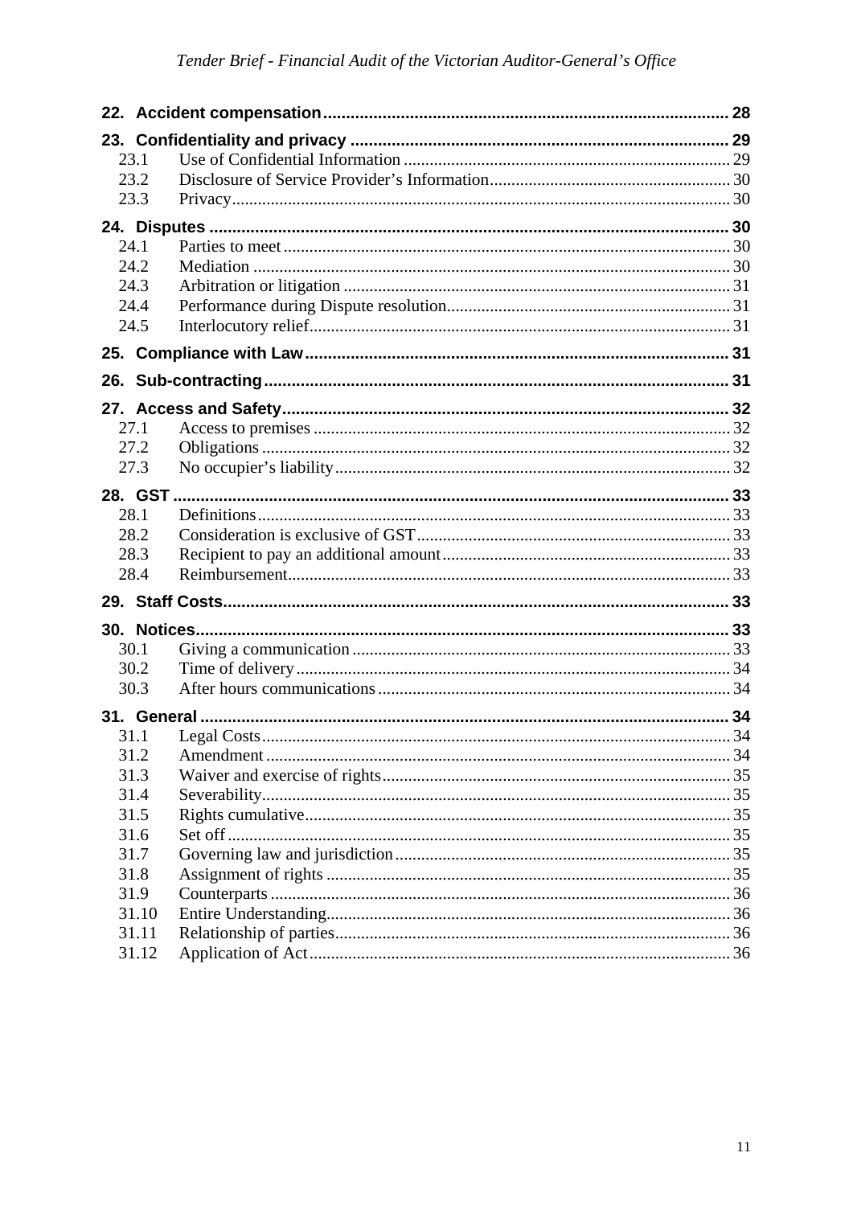**22. Accident compensation** ........ 28

**23. Confidentiality and privacy** ........ 29

- 23.1 Use of Confidential Information ........ 29
- 23.2 Disclosure of Service Provider's Information ........ 30
- 23.3 Privacy ........ 30

**24. Disputes** ........ 30

- 24.1 Parties to meet ........ 30
- 24.2 Mediation ........ 30
- 24.3 Arbitration or litigation ........ 31
- 24.4 Performance during Dispute resolution ........ 31
- 24.5 Interlocutory relief ........ 31

**25. Compliance with Law** ........ 31

**26. Sub-contracting** ........ 31

**27. Access and Safety** ........ 32

- 27.1 Access to premises ........ 32
- 27.2 Obligations ........ 32
- 27.3 No occupier's liability ........ 32

**28. GST** ........ 33

- 28.1 Definitions ........ 33
- 28.2 Consideration is exclusive of GST ........ 33
- 28.3 Recipient to pay an additional amount ........ 33
- 28.4 Reimbursement ........ 33

**29. Staff Costs** ........ 33

**30. Notices** ........ 33

- 30.1 Giving a communication ........ 33
- 30.2 Time of delivery ........ 34
- 30.3 After hours communications ........ 34

**31. General** ........ 34

- 31.1 Legal Costs ........ 34
- 31.2 Amendment ........ 34
- 31.3 Waiver and exercise of rights ........ 35
- 31.4 Severability ........ 35
- 31.5 Rights cumulative ........ 35
- 31.6 Set off ........ 35
- 31.7 Governing law and jurisdiction ........ 35
- 31.8 Assignment of rights ........ 35
- 31.9 Counterparts ........ 36
- 31.10 Entire Understanding ........ 36
- 31.11 Relationship of parties ........ 36
- 31.12 Application of Act ........ 36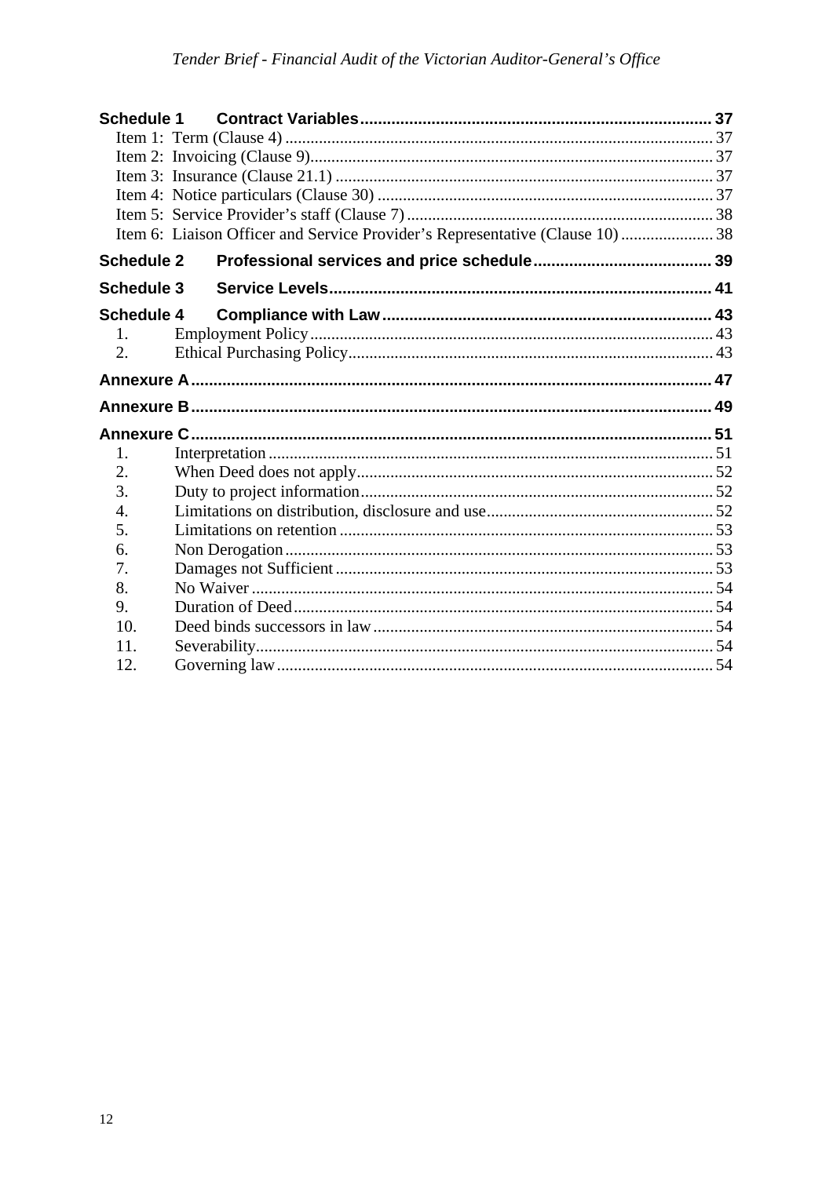**Schedule 1 Contract Variables** .......... 37

Item 1: Term (Clause 4) .......... 37

Item 2: Invoicing (Clause 9) .......... 37

Item 3: Insurance (Clause 21.1) .......... 37

Item 4: Notice particulars (Clause 30) .......... 37

Item 5: Service Provider's staff (Clause 7) .......... 38

Item 6: Liaison Officer and Service Provider's Representative (Clause 10) .......... 38

**Schedule 2 Professional services and price schedule** .......... 39

**Schedule 3 Service Levels** .......... 41

**Schedule 4 Compliance with Law** .......... 43

1. Employment Policy .......... 43
2. Ethical Purchasing Policy .......... 43

**Annexure A** .......... 47

**Annexure B** .......... 49

**Annexure C** .......... 51

1. Interpretation .......... 51
2. When Deed does not apply .......... 52
3. Duty to project information .......... 52
4. Limitations on distribution, disclosure and use .......... 52
5. Limitations on retention .......... 53
6. Non Derogation .......... 53
7. Damages not Sufficient .......... 53
8. No Waiver .......... 54
9. Duration of Deed .......... 54
10. Deed binds successors in law .......... 54
11. Severability .......... 54
12. Governing law .......... 54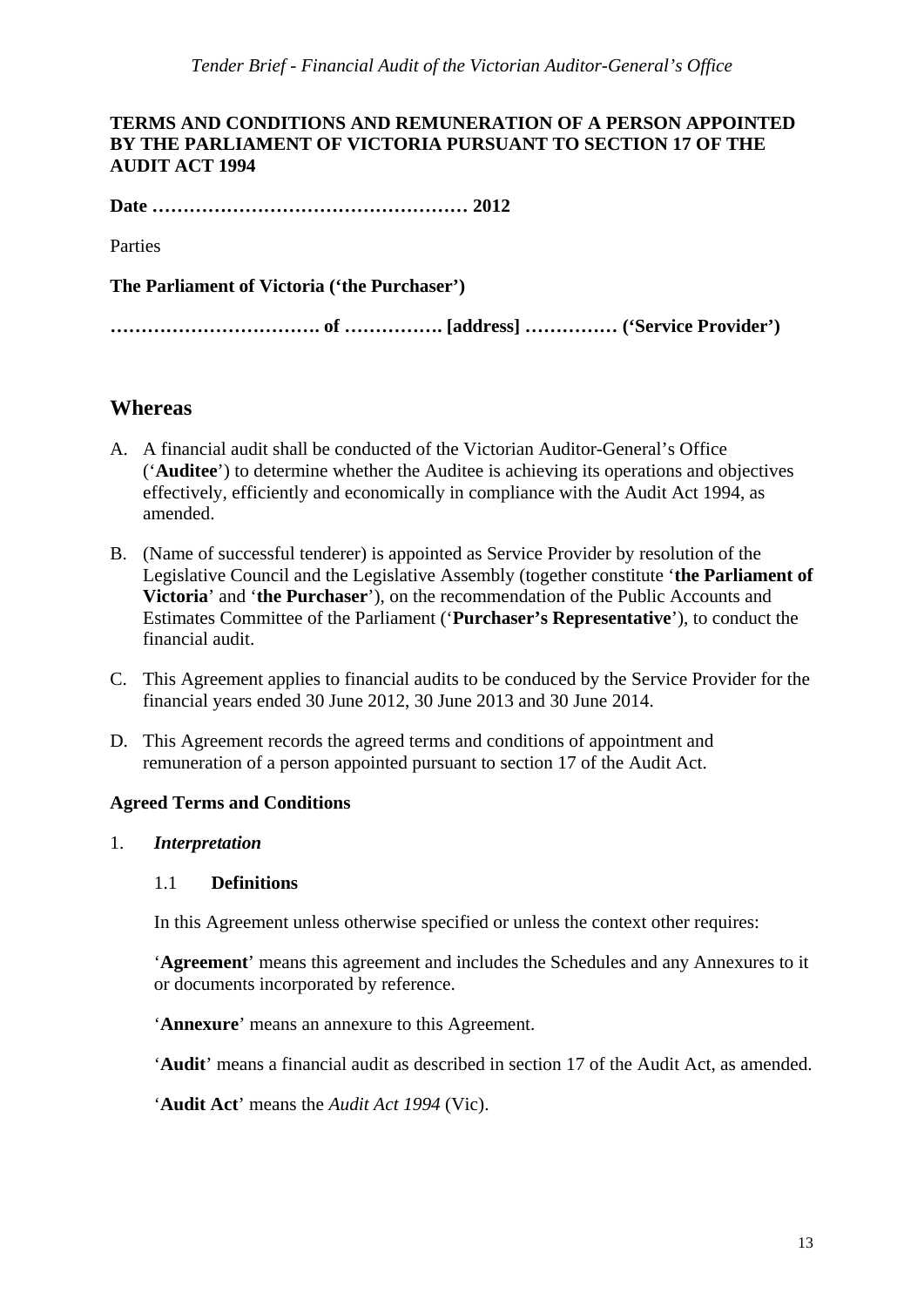**TERMS AND CONDITIONS AND REMUNERATION OF A PERSON APPOINTED BY THE PARLIAMENT OF VICTORIA PURSUANT TO SECTION 17 OF THE AUDIT ACT 1994**

**Date …………………………………………… 2012**

Parties

**The Parliament of Victoria ('the Purchaser')**

**……………………………. of ……………. [address] …………… ('Service Provider')**

## Whereas

A. A financial audit shall be conducted of the Victorian Auditor-General's Office ('**Auditee**') to determine whether the Auditee is achieving its operations and objectives effectively, efficiently and economically in compliance with the Audit Act 1994, as amended.

B. (Name of successful tenderer) is appointed as Service Provider by resolution of the Legislative Council and the Legislative Assembly (together constitute '**the Parliament of Victoria**' and '**the Purchaser**'), on the recommendation of the Public Accounts and Estimates Committee of the Parliament ('**Purchaser's Representative**'), to conduct the financial audit.

C. This Agreement applies to financial audits to be conduced by the Service Provider for the financial years ended 30 June 2012, 30 June 2013 and 30 June 2014.

D. This Agreement records the agreed terms and conditions of appointment and remuneration of a person appointed pursuant to section 17 of the Audit Act.

**Agreed Terms and Conditions**

1. ***Interpretation***

   1.1 **Definitions**

   In this Agreement unless otherwise specified or unless the context other requires:

   '**Agreement**' means this agreement and includes the Schedules and any Annexures to it or documents incorporated by reference.

   '**Annexure**' means an annexure to this Agreement.

   '**Audit**' means a financial audit as described in section 17 of the Audit Act, as amended.

   '**Audit Act**' means the *Audit Act 1994* (Vic).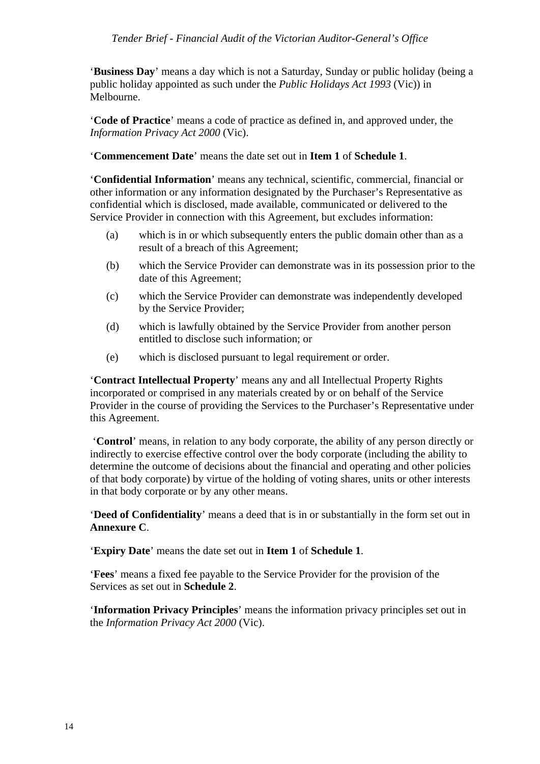'**Business Day**' means a day which is not a Saturday, Sunday or public holiday (being a public holiday appointed as such under the *Public Holidays Act 1993* (Vic)) in Melbourne.

'**Code of Practice**' means a code of practice as defined in, and approved under, the *Information Privacy Act 2000* (Vic).

'**Commencement Date**' means the date set out in **Item 1** of **Schedule 1**.

'**Confidential Information**' means any technical, scientific, commercial, financial or other information or any information designated by the Purchaser's Representative as confidential which is disclosed, made available, communicated or delivered to the Service Provider in connection with this Agreement, but excludes information:

(a) which is in or which subsequently enters the public domain other than as a result of a breach of this Agreement;

(b) which the Service Provider can demonstrate was in its possession prior to the date of this Agreement;

(c) which the Service Provider can demonstrate was independently developed by the Service Provider;

(d) which is lawfully obtained by the Service Provider from another person entitled to disclose such information; or

(e) which is disclosed pursuant to legal requirement or order.

'**Contract Intellectual Property**' means any and all Intellectual Property Rights incorporated or comprised in any materials created by or on behalf of the Service Provider in the course of providing the Services to the Purchaser's Representative under this Agreement.

'**Control**' means, in relation to any body corporate, the ability of any person directly or indirectly to exercise effective control over the body corporate (including the ability to determine the outcome of decisions about the financial and operating and other policies of that body corporate) by virtue of the holding of voting shares, units or other interests in that body corporate or by any other means.

'**Deed of Confidentiality**' means a deed that is in or substantially in the form set out in **Annexure C**.

'**Expiry Date**' means the date set out in **Item 1** of **Schedule 1**.

'**Fees**' means a fixed fee payable to the Service Provider for the provision of the Services as set out in **Schedule 2**.

'**Information Privacy Principles**' means the information privacy principles set out in the *Information Privacy Act 2000* (Vic).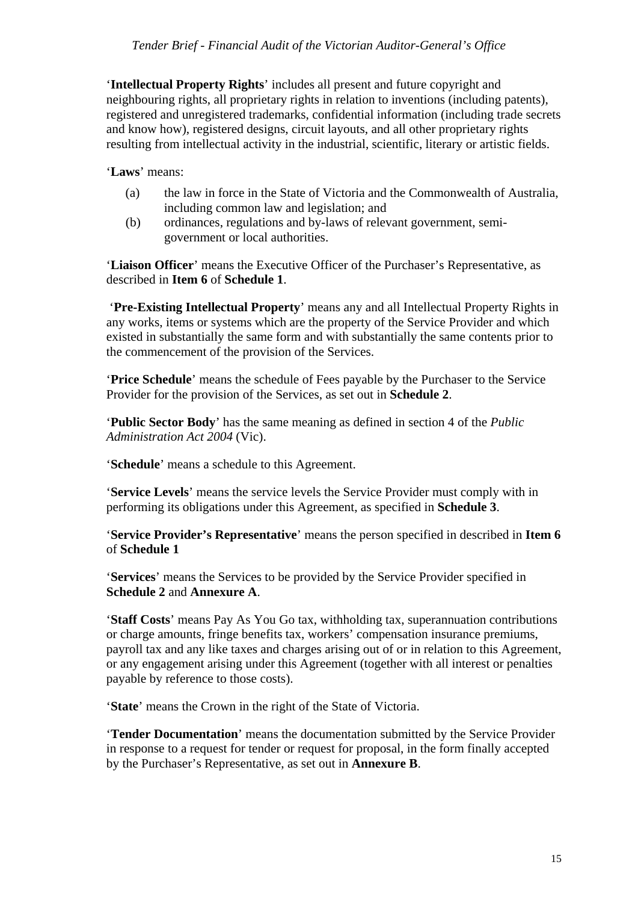'**Intellectual Property Rights**' includes all present and future copyright and neighbouring rights, all proprietary rights in relation to inventions (including patents), registered and unregistered trademarks, confidential information (including trade secrets and know how), registered designs, circuit layouts, and all other proprietary rights resulting from intellectual activity in the industrial, scientific, literary or artistic fields.

'**Laws**' means:

(a) the law in force in the State of Victoria and the Commonwealth of Australia, including common law and legislation; and

(b) ordinances, regulations and by-laws of relevant government, semi-government or local authorities.

'**Liaison Officer**' means the Executive Officer of the Purchaser's Representative, as described in **Item 6** of **Schedule 1**.

'**Pre-Existing Intellectual Property**' means any and all Intellectual Property Rights in any works, items or systems which are the property of the Service Provider and which existed in substantially the same form and with substantially the same contents prior to the commencement of the provision of the Services.

'**Price Schedule**' means the schedule of Fees payable by the Purchaser to the Service Provider for the provision of the Services, as set out in **Schedule 2**.

'**Public Sector Body**' has the same meaning as defined in section 4 of the *Public Administration Act 2004* (Vic).

'**Schedule**' means a schedule to this Agreement.

'**Service Levels**' means the service levels the Service Provider must comply with in performing its obligations under this Agreement, as specified in **Schedule 3**.

'**Service Provider's Representative**' means the person specified in described in **Item 6** of **Schedule 1**

'**Services**' means the Services to be provided by the Service Provider specified in **Schedule 2** and **Annexure A**.

'**Staff Costs**' means Pay As You Go tax, withholding tax, superannuation contributions or charge amounts, fringe benefits tax, workers' compensation insurance premiums, payroll tax and any like taxes and charges arising out of or in relation to this Agreement, or any engagement arising under this Agreement (together with all interest or penalties payable by reference to those costs).

'**State**' means the Crown in the right of the State of Victoria.

'**Tender Documentation**' means the documentation submitted by the Service Provider in response to a request for tender or request for proposal, in the form finally accepted by the Purchaser's Representative, as set out in **Annexure B**.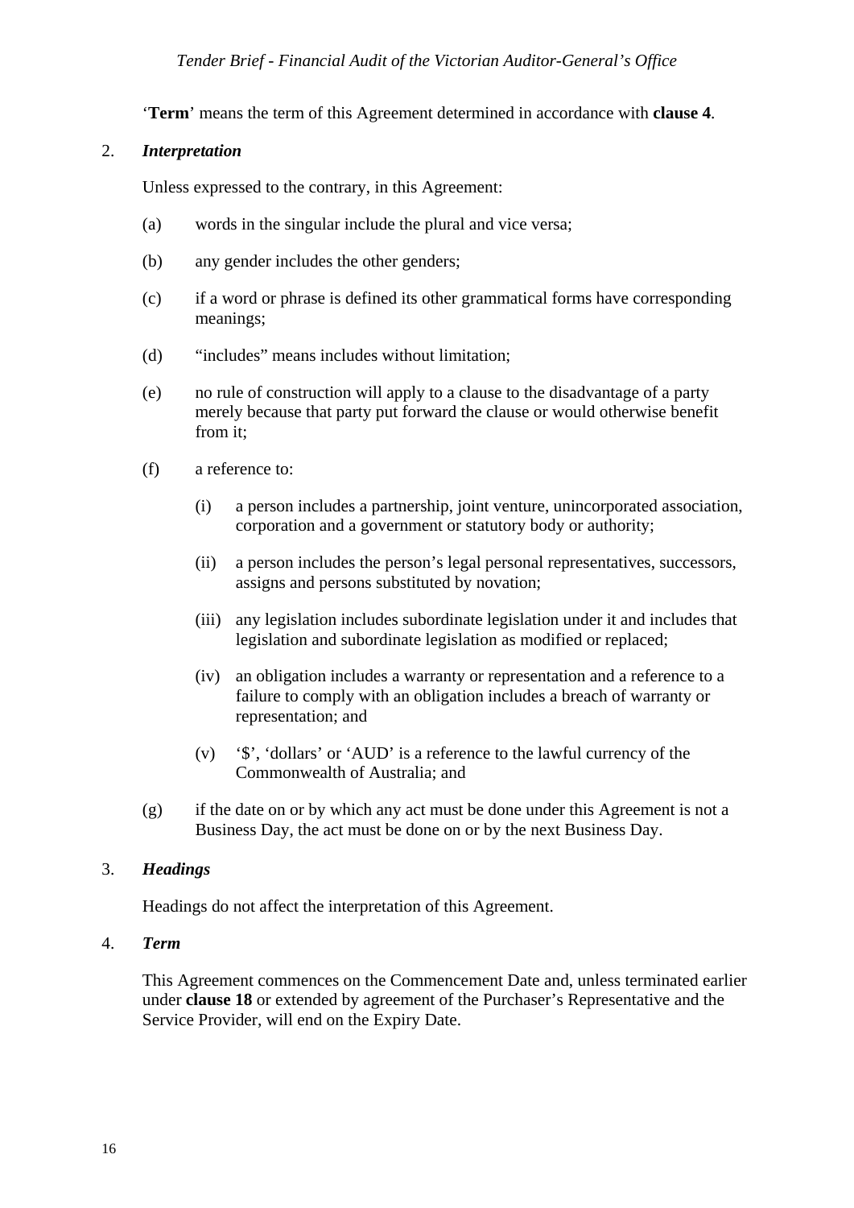'**Term**' means the term of this Agreement determined in accordance with **clause 4**.

2. ***Interpretation***

Unless expressed to the contrary, in this Agreement:

(a) words in the singular include the plural and vice versa;

(b) any gender includes the other genders;

(c) if a word or phrase is defined its other grammatical forms have corresponding meanings;

(d) "includes" means includes without limitation;

(e) no rule of construction will apply to a clause to the disadvantage of a party merely because that party put forward the clause or would otherwise benefit from it;

(f) a reference to:

    (i) a person includes a partnership, joint venture, unincorporated association, corporation and a government or statutory body or authority;

    (ii) a person includes the person's legal personal representatives, successors, assigns and persons substituted by novation;

    (iii) any legislation includes subordinate legislation under it and includes that legislation and subordinate legislation as modified or replaced;

    (iv) an obligation includes a warranty or representation and a reference to a failure to comply with an obligation includes a breach of warranty or representation; and

    (v) '$', 'dollars' or 'AUD' is a reference to the lawful currency of the Commonwealth of Australia; and

(g) if the date on or by which any act must be done under this Agreement is not a Business Day, the act must be done on or by the next Business Day.

3. ***Headings***

Headings do not affect the interpretation of this Agreement.

4. ***Term***

This Agreement commences on the Commencement Date and, unless terminated earlier under **clause 18** or extended by agreement of the Purchaser's Representative and the Service Provider, will end on the Expiry Date.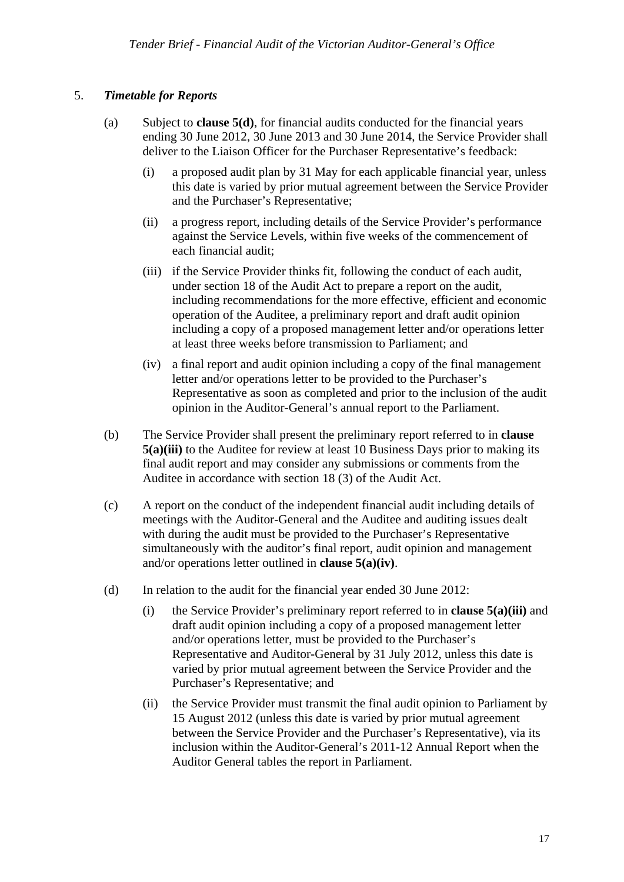## 5. *Timetable for Reports*

(a) Subject to **clause 5(d)**, for financial audits conducted for the financial years ending 30 June 2012, 30 June 2013 and 30 June 2014, the Service Provider shall deliver to the Liaison Officer for the Purchaser Representative's feedback:

(i) a proposed audit plan by 31 May for each applicable financial year, unless this date is varied by prior mutual agreement between the Service Provider and the Purchaser's Representative;

(ii) a progress report, including details of the Service Provider's performance against the Service Levels, within five weeks of the commencement of each financial audit;

(iii) if the Service Provider thinks fit, following the conduct of each audit, under section 18 of the Audit Act to prepare a report on the audit, including recommendations for the more effective, efficient and economic operation of the Auditee, a preliminary report and draft audit opinion including a copy of a proposed management letter and/or operations letter at least three weeks before transmission to Parliament; and

(iv) a final report and audit opinion including a copy of the final management letter and/or operations letter to be provided to the Purchaser's Representative as soon as completed and prior to the inclusion of the audit opinion in the Auditor-General's annual report to the Parliament.

(b) The Service Provider shall present the preliminary report referred to in **clause 5(a)(iii)** to the Auditee for review at least 10 Business Days prior to making its final audit report and may consider any submissions or comments from the Auditee in accordance with section 18 (3) of the Audit Act.

(c) A report on the conduct of the independent financial audit including details of meetings with the Auditor-General and the Auditee and auditing issues dealt with during the audit must be provided to the Purchaser's Representative simultaneously with the auditor's final report, audit opinion and management and/or operations letter outlined in **clause 5(a)(iv)**.

(d) In relation to the audit for the financial year ended 30 June 2012:

(i) the Service Provider's preliminary report referred to in **clause 5(a)(iii)** and draft audit opinion including a copy of a proposed management letter and/or operations letter, must be provided to the Purchaser's Representative and Auditor-General by 31 July 2012, unless this date is varied by prior mutual agreement between the Service Provider and the Purchaser's Representative; and

(ii) the Service Provider must transmit the final audit opinion to Parliament by 15 August 2012 (unless this date is varied by prior mutual agreement between the Service Provider and the Purchaser's Representative), via its inclusion within the Auditor-General's 2011-12 Annual Report when the Auditor General tables the report in Parliament.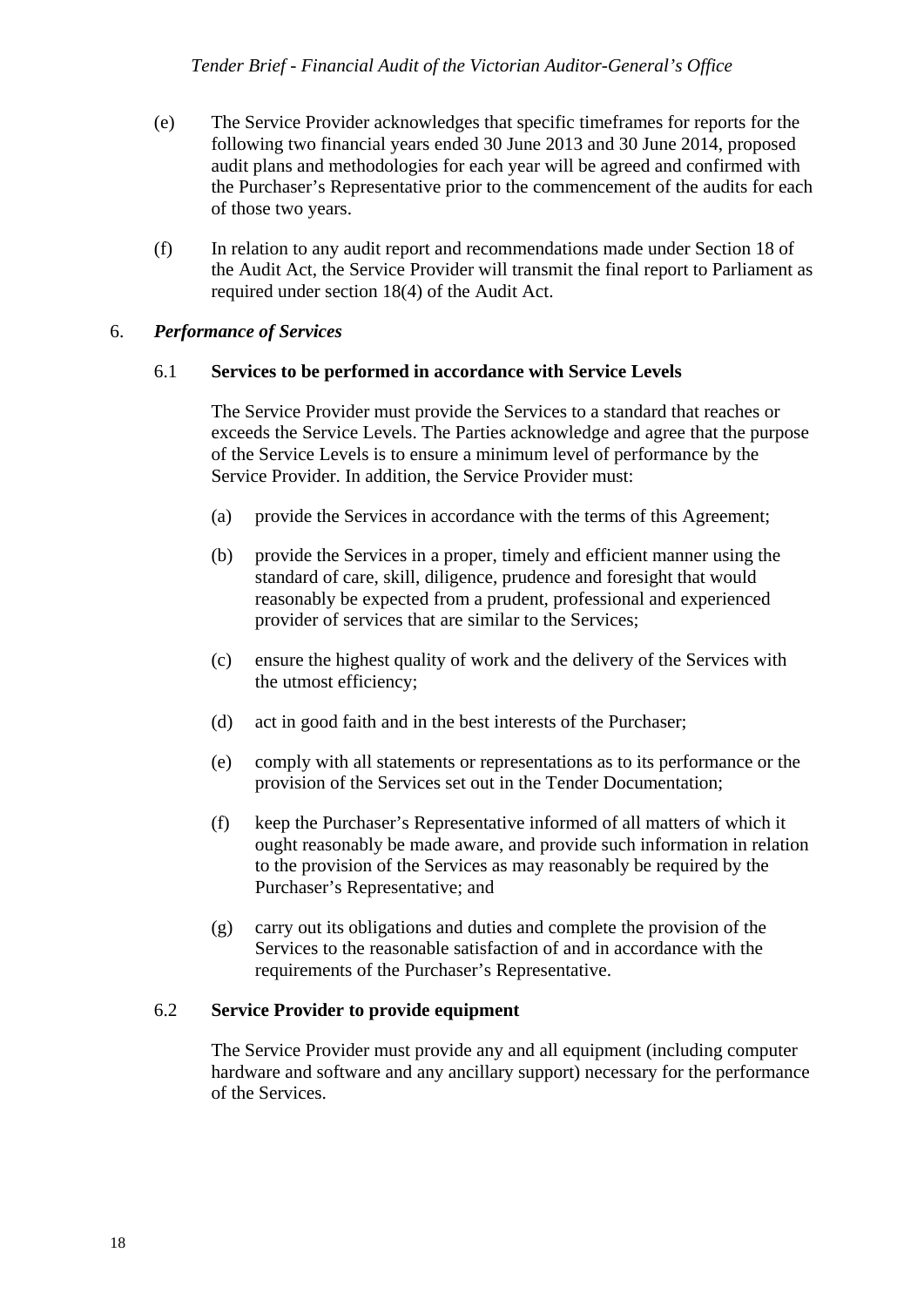(e) The Service Provider acknowledges that specific timeframes for reports for the following two financial years ended 30 June 2013 and 30 June 2014, proposed audit plans and methodologies for each year will be agreed and confirmed with the Purchaser's Representative prior to the commencement of the audits for each of those two years.

(f) In relation to any audit report and recommendations made under Section 18 of the Audit Act, the Service Provider will transmit the final report to Parliament as required under section 18(4) of the Audit Act.

## 6. *Performance of Services*

### 6.1 Services to be performed in accordance with Service Levels

The Service Provider must provide the Services to a standard that reaches or exceeds the Service Levels. The Parties acknowledge and agree that the purpose of the Service Levels is to ensure a minimum level of performance by the Service Provider. In addition, the Service Provider must:

(a) provide the Services in accordance with the terms of this Agreement;

(b) provide the Services in a proper, timely and efficient manner using the standard of care, skill, diligence, prudence and foresight that would reasonably be expected from a prudent, professional and experienced provider of services that are similar to the Services;

(c) ensure the highest quality of work and the delivery of the Services with the utmost efficiency;

(d) act in good faith and in the best interests of the Purchaser;

(e) comply with all statements or representations as to its performance or the provision of the Services set out in the Tender Documentation;

(f) keep the Purchaser's Representative informed of all matters of which it ought reasonably be made aware, and provide such information in relation to the provision of the Services as may reasonably be required by the Purchaser's Representative; and

(g) carry out its obligations and duties and complete the provision of the Services to the reasonable satisfaction of and in accordance with the requirements of the Purchaser's Representative.

### 6.2 Service Provider to provide equipment

The Service Provider must provide any and all equipment (including computer hardware and software and any ancillary support) necessary for the performance of the Services.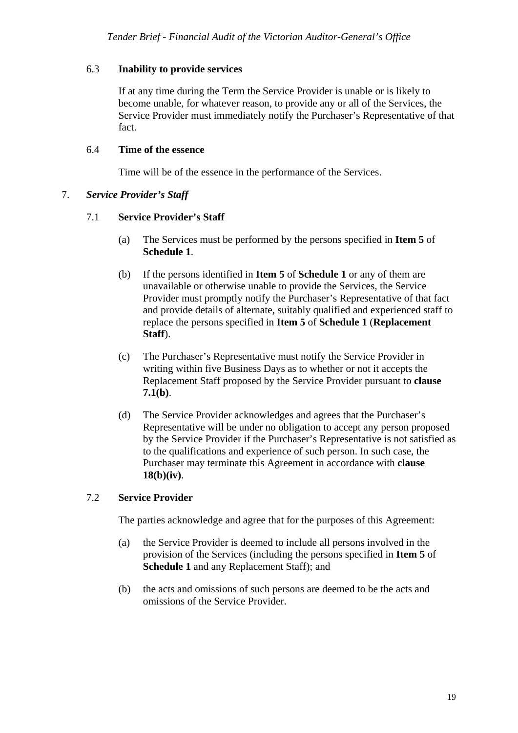6.3 **Inability to provide services**

If at any time during the Term the Service Provider is unable or is likely to become unable, for whatever reason, to provide any or all of the Services, the Service Provider must immediately notify the Purchaser's Representative of that fact.

6.4 **Time of the essence**

Time will be of the essence in the performance of the Services.

## 7. *Service Provider's Staff*

7.1 **Service Provider's Staff**

(a) The Services must be performed by the persons specified in **Item 5** of **Schedule 1**.

(b) If the persons identified in **Item 5** of **Schedule 1** or any of them are unavailable or otherwise unable to provide the Services, the Service Provider must promptly notify the Purchaser's Representative of that fact and provide details of alternate, suitably qualified and experienced staff to replace the persons specified in **Item 5** of **Schedule 1** (**Replacement Staff**).

(c) The Purchaser's Representative must notify the Service Provider in writing within five Business Days as to whether or not it accepts the Replacement Staff proposed by the Service Provider pursuant to **clause 7.1(b)**.

(d) The Service Provider acknowledges and agrees that the Purchaser's Representative will be under no obligation to accept any person proposed by the Service Provider if the Purchaser's Representative is not satisfied as to the qualifications and experience of such person. In such case, the Purchaser may terminate this Agreement in accordance with **clause 18(b)(iv)**.

7.2 **Service Provider**

The parties acknowledge and agree that for the purposes of this Agreement:

(a) the Service Provider is deemed to include all persons involved in the provision of the Services (including the persons specified in **Item 5** of **Schedule 1** and any Replacement Staff); and

(b) the acts and omissions of such persons are deemed to be the acts and omissions of the Service Provider.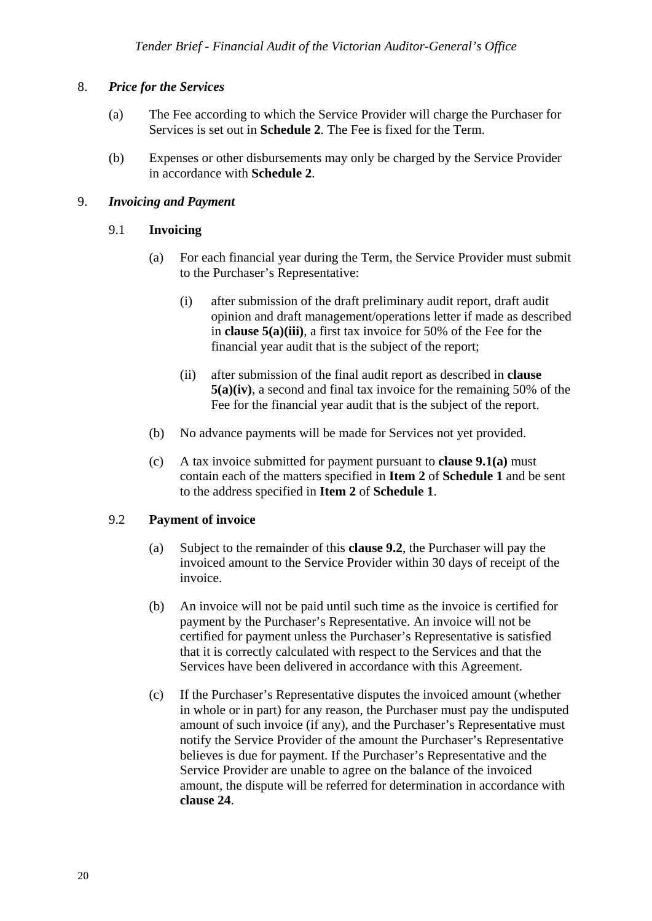8. ***Price for the Services***

   (a) The Fee according to which the Service Provider will charge the Purchaser for Services is set out in **Schedule 2**. The Fee is fixed for the Term.

   (b) Expenses or other disbursements may only be charged by the Service Provider in accordance with **Schedule 2**.

9. ***Invoicing and Payment***

   9.1 **Invoicing**

   (a) For each financial year during the Term, the Service Provider must submit to the Purchaser's Representative:

   (i) after submission of the draft preliminary audit report, draft audit opinion and draft management/operations letter if made as described in **clause 5(a)(iii)**, a first tax invoice for 50% of the Fee for the financial year audit that is the subject of the report;

   (ii) after submission of the final audit report as described in **clause 5(a)(iv)**, a second and final tax invoice for the remaining 50% of the Fee for the financial year audit that is the subject of the report.

   (b) No advance payments will be made for Services not yet provided.

   (c) A tax invoice submitted for payment pursuant to **clause 9.1(a)** must contain each of the matters specified in **Item 2** of **Schedule 1** and be sent to the address specified in **Item 2** of **Schedule 1**.

   9.2 **Payment of invoice**

   (a) Subject to the remainder of this **clause 9.2**, the Purchaser will pay the invoiced amount to the Service Provider within 30 days of receipt of the invoice.

   (b) An invoice will not be paid until such time as the invoice is certified for payment by the Purchaser's Representative. An invoice will not be certified for payment unless the Purchaser's Representative is satisfied that it is correctly calculated with respect to the Services and that the Services have been delivered in accordance with this Agreement.

   (c) If the Purchaser's Representative disputes the invoiced amount (whether in whole or in part) for any reason, the Purchaser must pay the undisputed amount of such invoice (if any), and the Purchaser's Representative must notify the Service Provider of the amount the Purchaser's Representative believes is due for payment. If the Purchaser's Representative and the Service Provider are unable to agree on the balance of the invoiced amount, the dispute will be referred for determination in accordance with **clause 24**.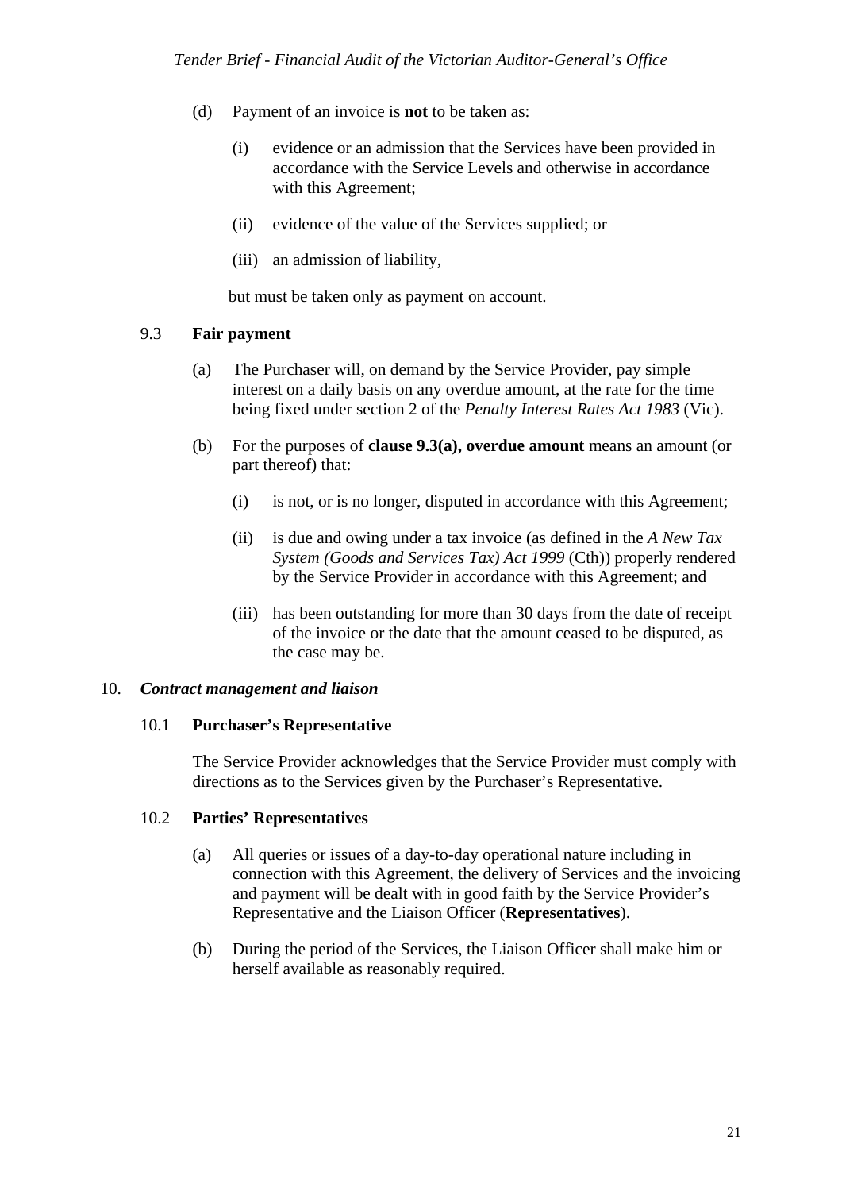(d) Payment of an invoice is **not** to be taken as:

(i) evidence or an admission that the Services have been provided in accordance with the Service Levels and otherwise in accordance with this Agreement;

(ii) evidence of the value of the Services supplied; or

(iii) an admission of liability,

but must be taken only as payment on account.

### 9.3 Fair payment

(a) The Purchaser will, on demand by the Service Provider, pay simple interest on a daily basis on any overdue amount, at the rate for the time being fixed under section 2 of the *Penalty Interest Rates Act 1983* (Vic).

(b) For the purposes of **clause 9.3(a), overdue amount** means an amount (or part thereof) that:

(i) is not, or is no longer, disputed in accordance with this Agreement;

(ii) is due and owing under a tax invoice (as defined in the *A New Tax System (Goods and Services Tax) Act 1999* (Cth)) properly rendered by the Service Provider in accordance with this Agreement; and

(iii) has been outstanding for more than 30 days from the date of receipt of the invoice or the date that the amount ceased to be disputed, as the case may be.

## 10. *Contract management and liaison*

### 10.1 Purchaser's Representative

The Service Provider acknowledges that the Service Provider must comply with directions as to the Services given by the Purchaser's Representative.

### 10.2 Parties' Representatives

(a) All queries or issues of a day-to-day operational nature including in connection with this Agreement, the delivery of Services and the invoicing and payment will be dealt with in good faith by the Service Provider's Representative and the Liaison Officer (**Representatives**).

(b) During the period of the Services, the Liaison Officer shall make him or herself available as reasonably required.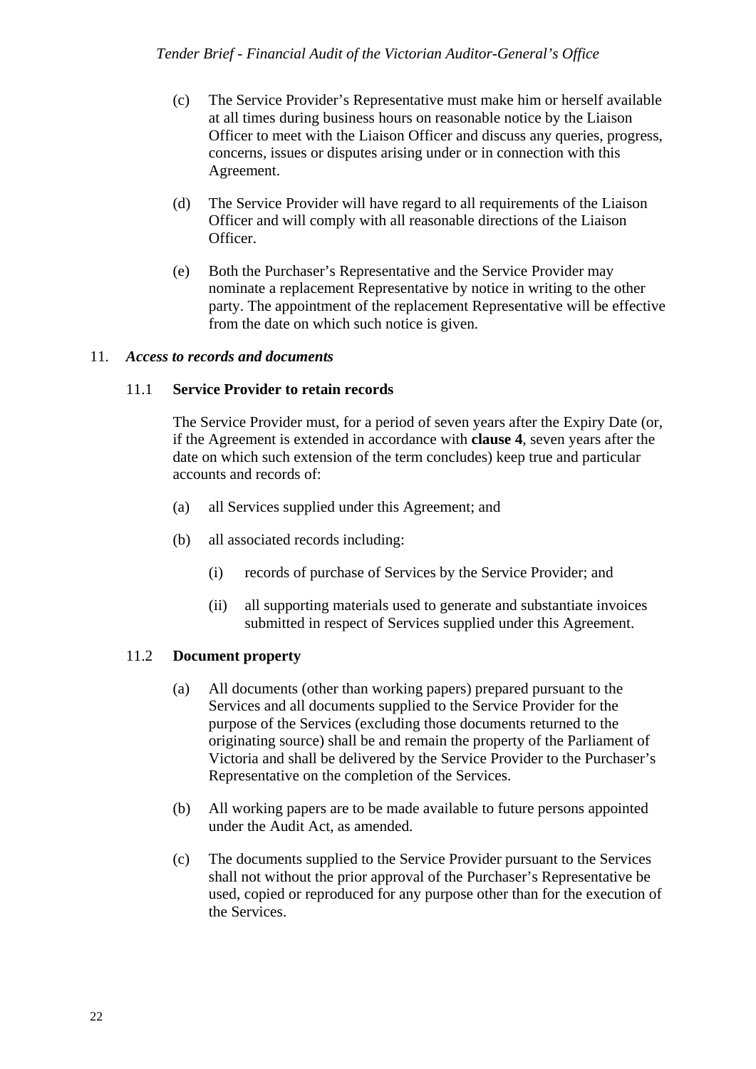(c) The Service Provider's Representative must make him or herself available at all times during business hours on reasonable notice by the Liaison Officer to meet with the Liaison Officer and discuss any queries, progress, concerns, issues or disputes arising under or in connection with this Agreement.

(d) The Service Provider will have regard to all requirements of the Liaison Officer and will comply with all reasonable directions of the Liaison Officer.

(e) Both the Purchaser's Representative and the Service Provider may nominate a replacement Representative by notice in writing to the other party. The appointment of the replacement Representative will be effective from the date on which such notice is given.

## 11. *Access to records and documents*

### 11.1 **Service Provider to retain records**

The Service Provider must, for a period of seven years after the Expiry Date (or, if the Agreement is extended in accordance with **clause 4**, seven years after the date on which such extension of the term concludes) keep true and particular accounts and records of:

(a) all Services supplied under this Agreement; and

(b) all associated records including:

  (i) records of purchase of Services by the Service Provider; and

  (ii) all supporting materials used to generate and substantiate invoices submitted in respect of Services supplied under this Agreement.

### 11.2 **Document property**

(a) All documents (other than working papers) prepared pursuant to the Services and all documents supplied to the Service Provider for the purpose of the Services (excluding those documents returned to the originating source) shall be and remain the property of the Parliament of Victoria and shall be delivered by the Service Provider to the Purchaser's Representative on the completion of the Services.

(b) All working papers are to be made available to future persons appointed under the Audit Act, as amended.

(c) The documents supplied to the Service Provider pursuant to the Services shall not without the prior approval of the Purchaser's Representative be used, copied or reproduced for any purpose other than for the execution of the Services.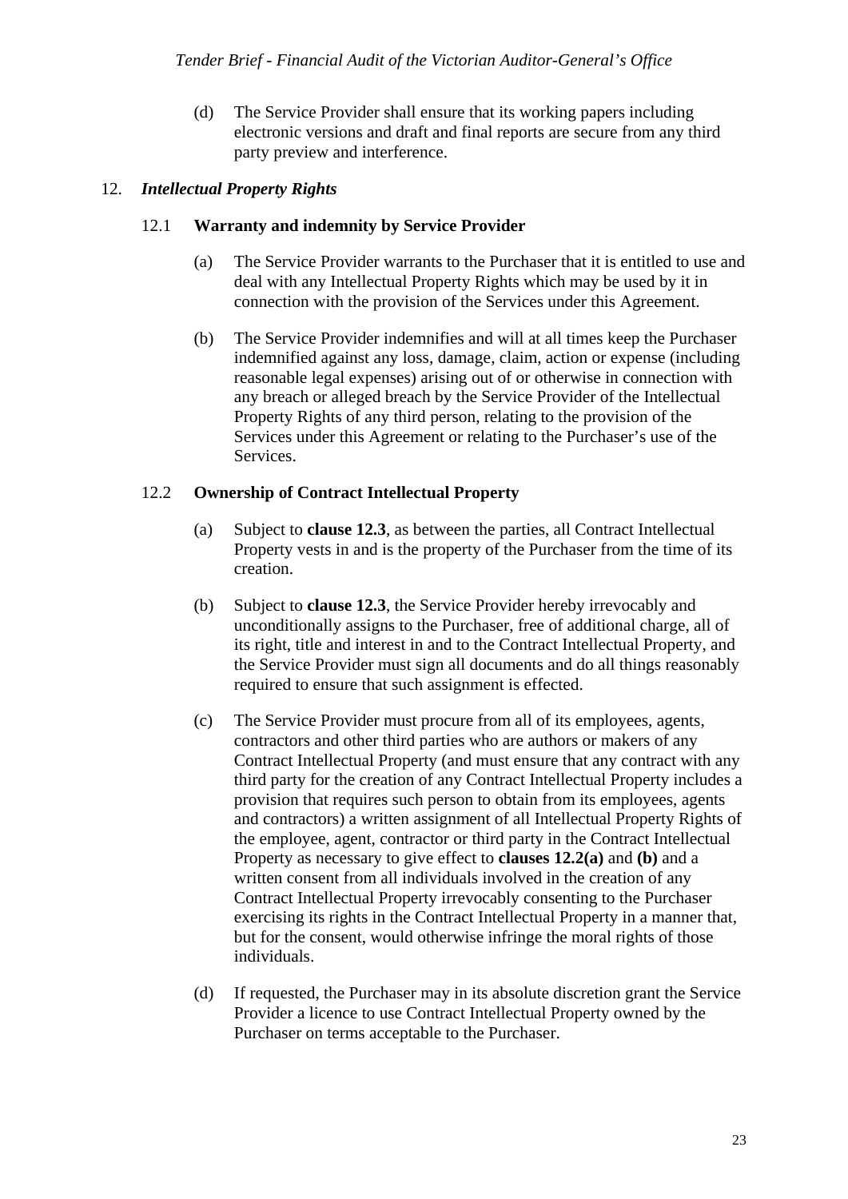(d) The Service Provider shall ensure that its working papers including electronic versions and draft and final reports are secure from any third party preview and interference.

## 12. *Intellectual Property Rights*

### 12.1 **Warranty and indemnity by Service Provider**

(a) The Service Provider warrants to the Purchaser that it is entitled to use and deal with any Intellectual Property Rights which may be used by it in connection with the provision of the Services under this Agreement.

(b) The Service Provider indemnifies and will at all times keep the Purchaser indemnified against any loss, damage, claim, action or expense (including reasonable legal expenses) arising out of or otherwise in connection with any breach or alleged breach by the Service Provider of the Intellectual Property Rights of any third person, relating to the provision of the Services under this Agreement or relating to the Purchaser's use of the Services.

### 12.2 **Ownership of Contract Intellectual Property**

(a) Subject to **clause 12.3**, as between the parties, all Contract Intellectual Property vests in and is the property of the Purchaser from the time of its creation.

(b) Subject to **clause 12.3**, the Service Provider hereby irrevocably and unconditionally assigns to the Purchaser, free of additional charge, all of its right, title and interest in and to the Contract Intellectual Property, and the Service Provider must sign all documents and do all things reasonably required to ensure that such assignment is effected.

(c) The Service Provider must procure from all of its employees, agents, contractors and other third parties who are authors or makers of any Contract Intellectual Property (and must ensure that any contract with any third party for the creation of any Contract Intellectual Property includes a provision that requires such person to obtain from its employees, agents and contractors) a written assignment of all Intellectual Property Rights of the employee, agent, contractor or third party in the Contract Intellectual Property as necessary to give effect to **clauses 12.2(a)** and **(b)** and a written consent from all individuals involved in the creation of any Contract Intellectual Property irrevocably consenting to the Purchaser exercising its rights in the Contract Intellectual Property in a manner that, but for the consent, would otherwise infringe the moral rights of those individuals.

(d) If requested, the Purchaser may in its absolute discretion grant the Service Provider a licence to use Contract Intellectual Property owned by the Purchaser on terms acceptable to the Purchaser.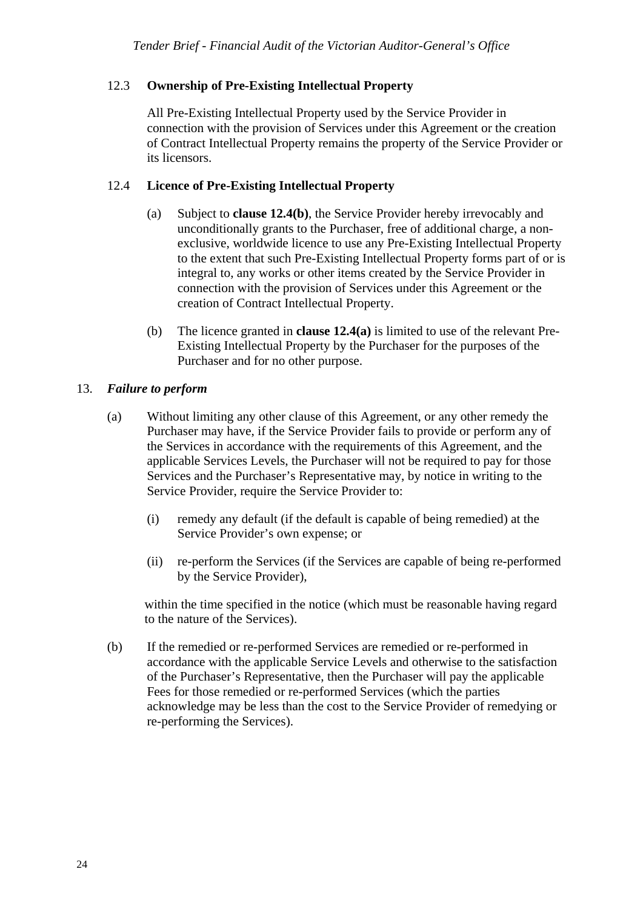12.3 **Ownership of Pre-Existing Intellectual Property**

All Pre-Existing Intellectual Property used by the Service Provider in connection with the provision of Services under this Agreement or the creation of Contract Intellectual Property remains the property of the Service Provider or its licensors.

12.4 **Licence of Pre-Existing Intellectual Property**

(a) Subject to **clause 12.4(b)**, the Service Provider hereby irrevocably and unconditionally grants to the Purchaser, free of additional charge, a non-exclusive, worldwide licence to use any Pre-Existing Intellectual Property to the extent that such Pre-Existing Intellectual Property forms part of or is integral to, any works or other items created by the Service Provider in connection with the provision of Services under this Agreement or the creation of Contract Intellectual Property.

(b) The licence granted in **clause 12.4(a)** is limited to use of the relevant Pre-Existing Intellectual Property by the Purchaser for the purposes of the Purchaser and for no other purpose.

13. ***Failure to perform***

(a) Without limiting any other clause of this Agreement, or any other remedy the Purchaser may have, if the Service Provider fails to provide or perform any of the Services in accordance with the requirements of this Agreement, and the applicable Services Levels, the Purchaser will not be required to pay for those Services and the Purchaser's Representative may, by notice in writing to the Service Provider, require the Service Provider to:

(i) remedy any default (if the default is capable of being remedied) at the Service Provider's own expense; or

(ii) re-perform the Services (if the Services are capable of being re-performed by the Service Provider),

within the time specified in the notice (which must be reasonable having regard to the nature of the Services).

(b) If the remedied or re-performed Services are remedied or re-performed in accordance with the applicable Service Levels and otherwise to the satisfaction of the Purchaser's Representative, then the Purchaser will pay the applicable Fees for those remedied or re-performed Services (which the parties acknowledge may be less than the cost to the Service Provider of remedying or re-performing the Services).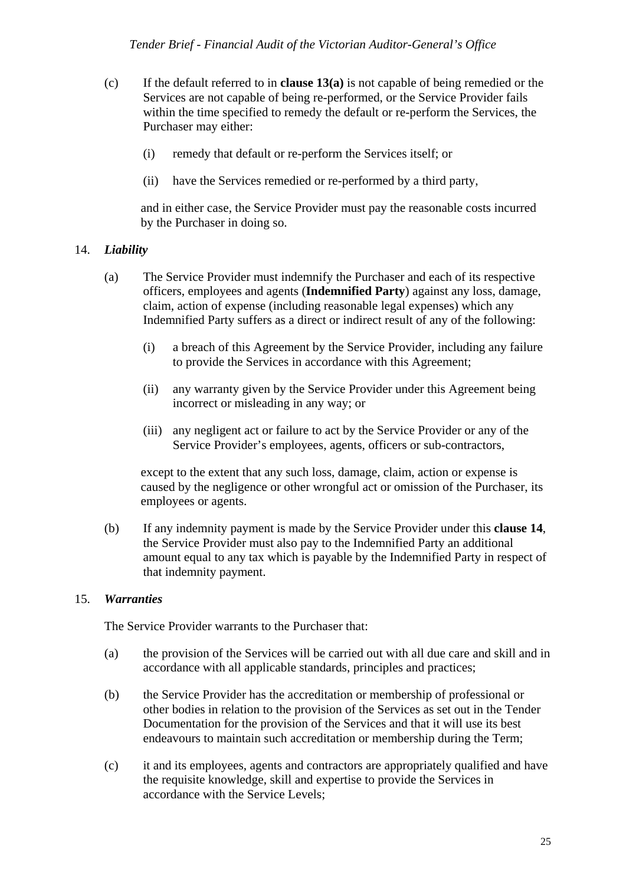(c) If the default referred to in **clause 13(a)** is not capable of being remedied or the Services are not capable of being re-performed, or the Service Provider fails within the time specified to remedy the default or re-perform the Services, the Purchaser may either:

(i) remedy that default or re-perform the Services itself; or

(ii) have the Services remedied or re-performed by a third party,

and in either case, the Service Provider must pay the reasonable costs incurred by the Purchaser in doing so.

14. ***Liability***

(a) The Service Provider must indemnify the Purchaser and each of its respective officers, employees and agents (**Indemnified Party**) against any loss, damage, claim, action of expense (including reasonable legal expenses) which any Indemnified Party suffers as a direct or indirect result of any of the following:

(i) a breach of this Agreement by the Service Provider, including any failure to provide the Services in accordance with this Agreement;

(ii) any warranty given by the Service Provider under this Agreement being incorrect or misleading in any way; or

(iii) any negligent act or failure to act by the Service Provider or any of the Service Provider's employees, agents, officers or sub-contractors,

except to the extent that any such loss, damage, claim, action or expense is caused by the negligence or other wrongful act or omission of the Purchaser, its employees or agents.

(b) If any indemnity payment is made by the Service Provider under this **clause 14**, the Service Provider must also pay to the Indemnified Party an additional amount equal to any tax which is payable by the Indemnified Party in respect of that indemnity payment.

15. ***Warranties***

The Service Provider warrants to the Purchaser that:

(a) the provision of the Services will be carried out with all due care and skill and in accordance with all applicable standards, principles and practices;

(b) the Service Provider has the accreditation or membership of professional or other bodies in relation to the provision of the Services as set out in the Tender Documentation for the provision of the Services and that it will use its best endeavours to maintain such accreditation or membership during the Term;

(c) it and its employees, agents and contractors are appropriately qualified and have the requisite knowledge, skill and expertise to provide the Services in accordance with the Service Levels;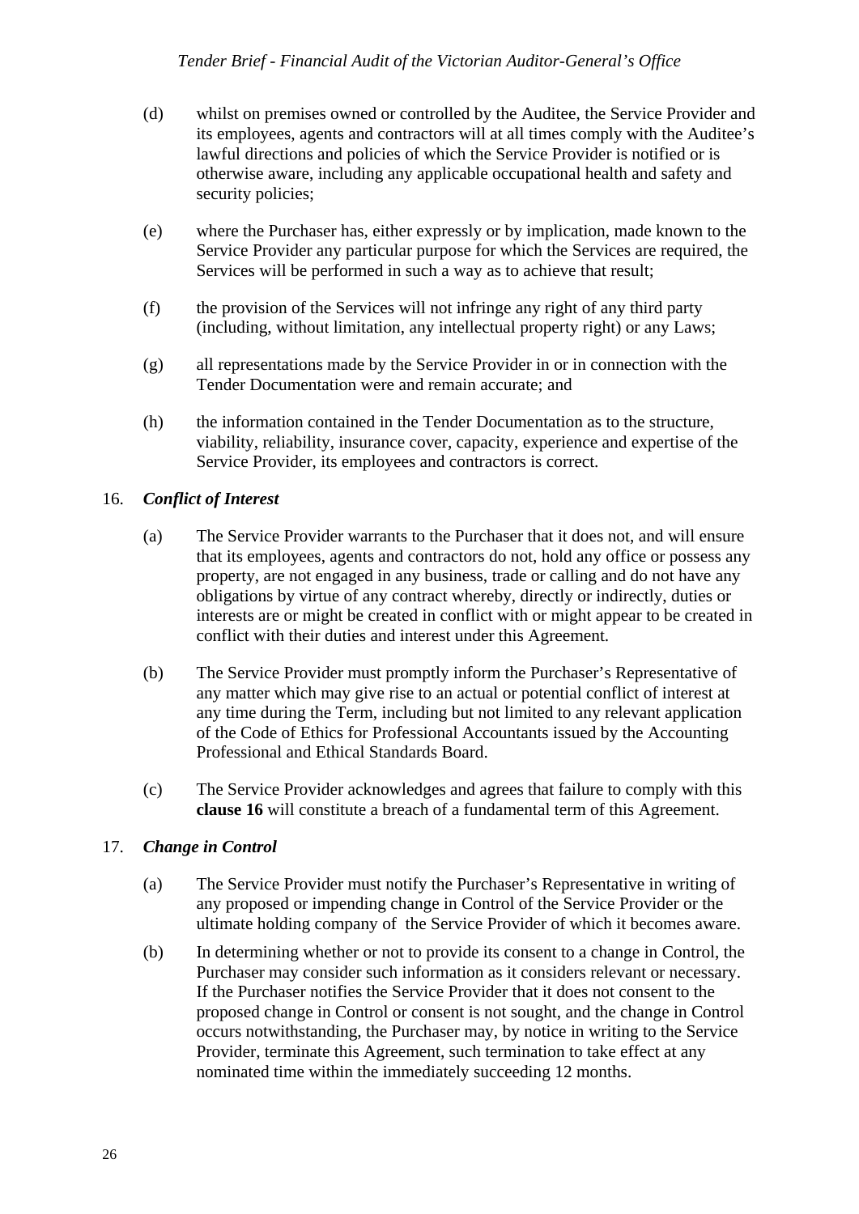(d) whilst on premises owned or controlled by the Auditee, the Service Provider and its employees, agents and contractors will at all times comply with the Auditee's lawful directions and policies of which the Service Provider is notified or is otherwise aware, including any applicable occupational health and safety and security policies;

(e) where the Purchaser has, either expressly or by implication, made known to the Service Provider any particular purpose for which the Services are required, the Services will be performed in such a way as to achieve that result;

(f) the provision of the Services will not infringe any right of any third party (including, without limitation, any intellectual property right) or any Laws;

(g) all representations made by the Service Provider in or in connection with the Tender Documentation were and remain accurate; and

(h) the information contained in the Tender Documentation as to the structure, viability, reliability, insurance cover, capacity, experience and expertise of the Service Provider, its employees and contractors is correct.

16. ***Conflict of Interest***

(a) The Service Provider warrants to the Purchaser that it does not, and will ensure that its employees, agents and contractors do not, hold any office or possess any property, are not engaged in any business, trade or calling and do not have any obligations by virtue of any contract whereby, directly or indirectly, duties or interests are or might be created in conflict with or might appear to be created in conflict with their duties and interest under this Agreement.

(b) The Service Provider must promptly inform the Purchaser's Representative of any matter which may give rise to an actual or potential conflict of interest at any time during the Term, including but not limited to any relevant application of the Code of Ethics for Professional Accountants issued by the Accounting Professional and Ethical Standards Board.

(c) The Service Provider acknowledges and agrees that failure to comply with this **clause 16** will constitute a breach of a fundamental term of this Agreement.

17. ***Change in Control***

(a) The Service Provider must notify the Purchaser's Representative in writing of any proposed or impending change in Control of the Service Provider or the ultimate holding company of the Service Provider of which it becomes aware.

(b) In determining whether or not to provide its consent to a change in Control, the Purchaser may consider such information as it considers relevant or necessary. If the Purchaser notifies the Service Provider that it does not consent to the proposed change in Control or consent is not sought, and the change in Control occurs notwithstanding, the Purchaser may, by notice in writing to the Service Provider, terminate this Agreement, such termination to take effect at any nominated time within the immediately succeeding 12 months.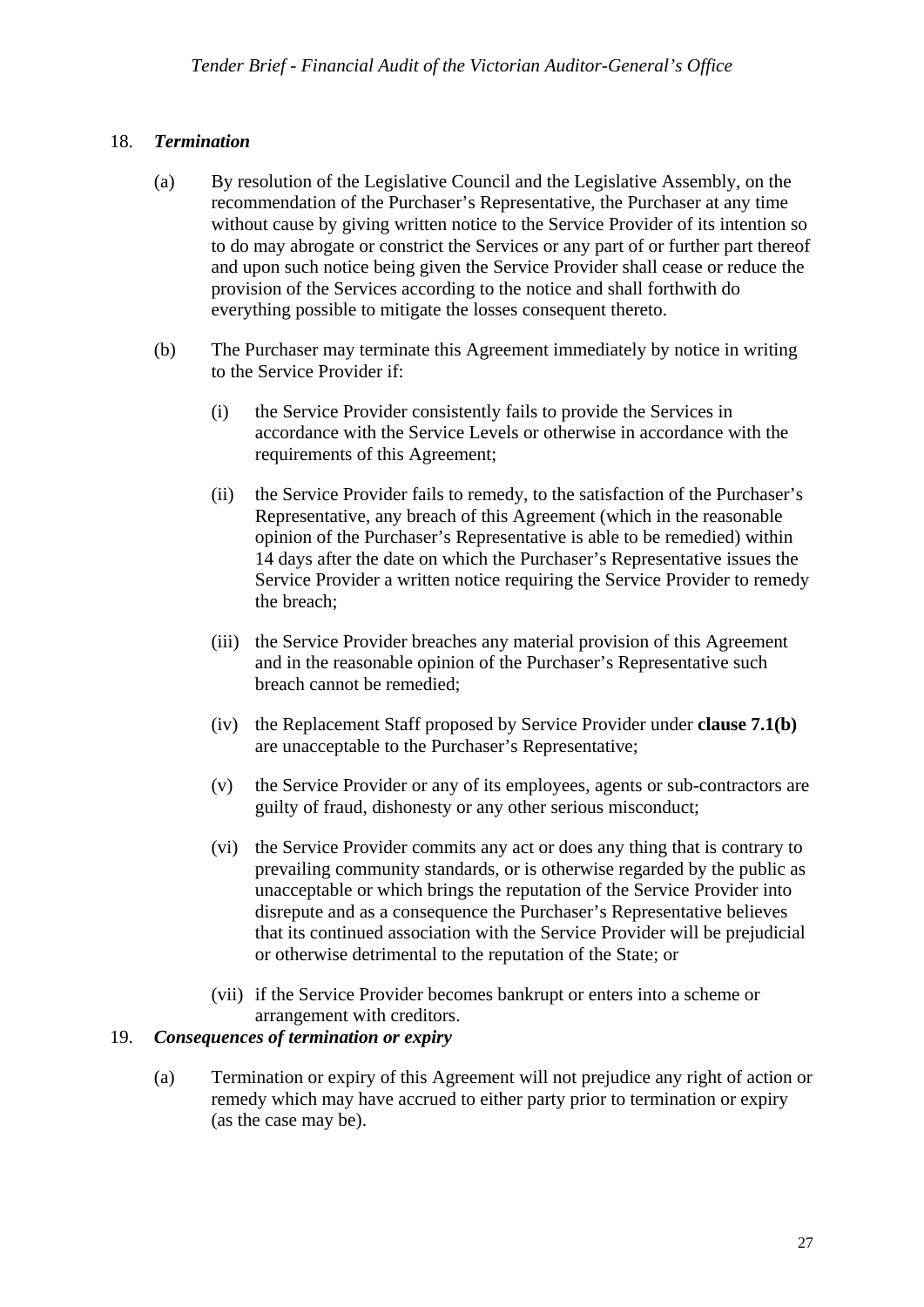18. ***Termination***

(a) By resolution of the Legislative Council and the Legislative Assembly, on the recommendation of the Purchaser's Representative, the Purchaser at any time without cause by giving written notice to the Service Provider of its intention so to do may abrogate or constrict the Services or any part of or further part thereof and upon such notice being given the Service Provider shall cease or reduce the provision of the Services according to the notice and shall forthwith do everything possible to mitigate the losses consequent thereto.

(b) The Purchaser may terminate this Agreement immediately by notice in writing to the Service Provider if:

(i) the Service Provider consistently fails to provide the Services in accordance with the Service Levels or otherwise in accordance with the requirements of this Agreement;

(ii) the Service Provider fails to remedy, to the satisfaction of the Purchaser's Representative, any breach of this Agreement (which in the reasonable opinion of the Purchaser's Representative is able to be remedied) within 14 days after the date on which the Purchaser's Representative issues the Service Provider a written notice requiring the Service Provider to remedy the breach;

(iii) the Service Provider breaches any material provision of this Agreement and in the reasonable opinion of the Purchaser's Representative such breach cannot be remedied;

(iv) the Replacement Staff proposed by Service Provider under **clause 7.1(b)** are unacceptable to the Purchaser's Representative;

(v) the Service Provider or any of its employees, agents or sub-contractors are guilty of fraud, dishonesty or any other serious misconduct;

(vi) the Service Provider commits any act or does any thing that is contrary to prevailing community standards, or is otherwise regarded by the public as unacceptable or which brings the reputation of the Service Provider into disrepute and as a consequence the Purchaser's Representative believes that its continued association with the Service Provider will be prejudicial or otherwise detrimental to the reputation of the State; or

(vii) if the Service Provider becomes bankrupt or enters into a scheme or arrangement with creditors.

19. ***Consequences of termination or expiry***

(a) Termination or expiry of this Agreement will not prejudice any right of action or remedy which may have accrued to either party prior to termination or expiry (as the case may be).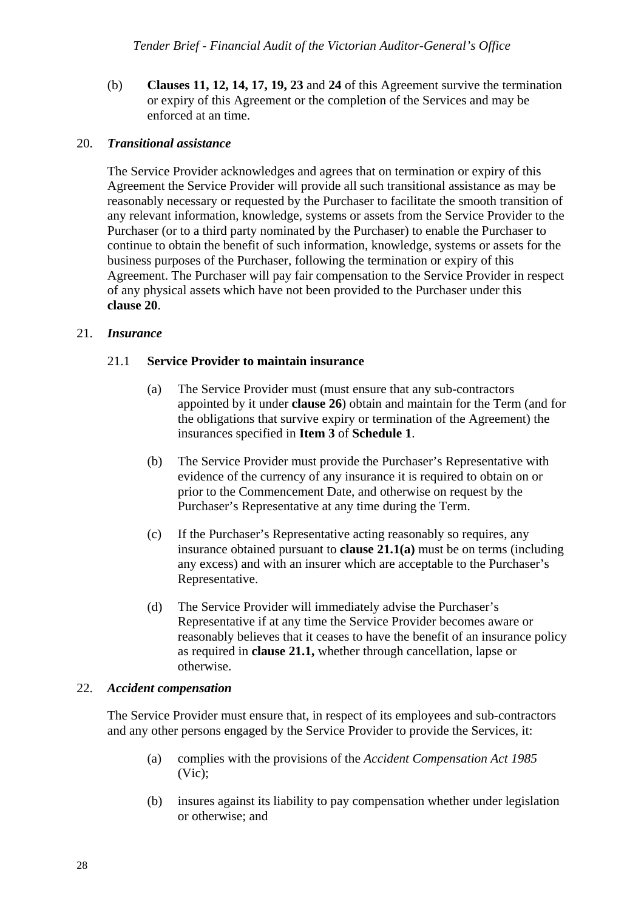(b) **Clauses 11, 12, 14, 17, 19, 23** and **24** of this Agreement survive the termination or expiry of this Agreement or the completion of the Services and may be enforced at an time.

20. ***Transitional assistance***

The Service Provider acknowledges and agrees that on termination or expiry of this Agreement the Service Provider will provide all such transitional assistance as may be reasonably necessary or requested by the Purchaser to facilitate the smooth transition of any relevant information, knowledge, systems or assets from the Service Provider to the Purchaser (or to a third party nominated by the Purchaser) to enable the Purchaser to continue to obtain the benefit of such information, knowledge, systems or assets for the business purposes of the Purchaser, following the termination or expiry of this Agreement. The Purchaser will pay fair compensation to the Service Provider in respect of any physical assets which have not been provided to the Purchaser under this **clause 20**.

21. ***Insurance***

21.1 **Service Provider to maintain insurance**

(a) The Service Provider must (must ensure that any sub-contractors appointed by it under **clause 26**) obtain and maintain for the Term (and for the obligations that survive expiry or termination of the Agreement) the insurances specified in **Item 3** of **Schedule 1**.

(b) The Service Provider must provide the Purchaser's Representative with evidence of the currency of any insurance it is required to obtain on or prior to the Commencement Date, and otherwise on request by the Purchaser's Representative at any time during the Term.

(c) If the Purchaser's Representative acting reasonably so requires, any insurance obtained pursuant to **clause 21.1(a)** must be on terms (including any excess) and with an insurer which are acceptable to the Purchaser's Representative.

(d) The Service Provider will immediately advise the Purchaser's Representative if at any time the Service Provider becomes aware or reasonably believes that it ceases to have the benefit of an insurance policy as required in **clause 21.1,** whether through cancellation, lapse or otherwise.

22. ***Accident compensation***

The Service Provider must ensure that, in respect of its employees and sub-contractors and any other persons engaged by the Service Provider to provide the Services, it:

(a) complies with the provisions of the *Accident Compensation Act 1985* (Vic);

(b) insures against its liability to pay compensation whether under legislation or otherwise; and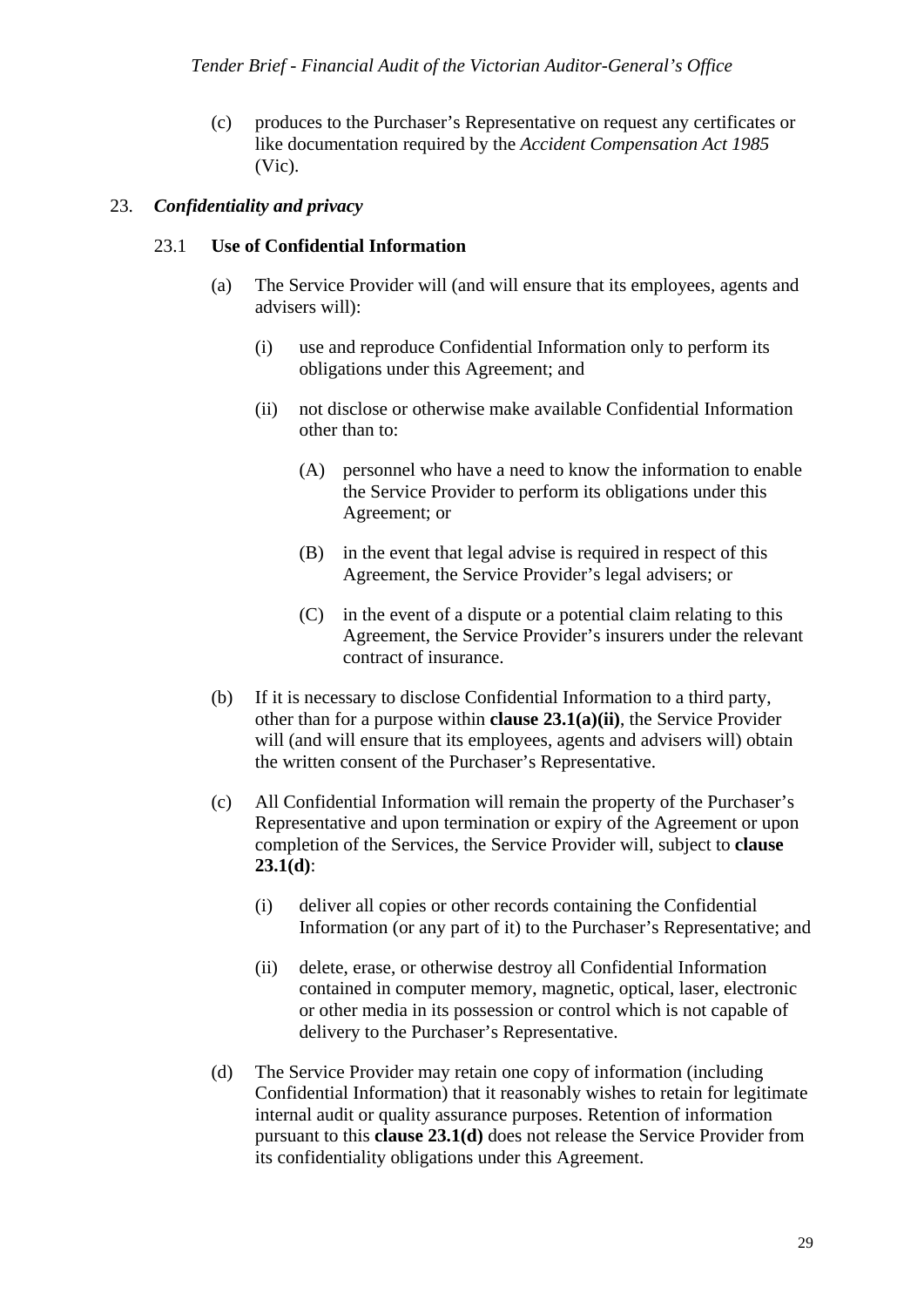(c) produces to the Purchaser's Representative on request any certificates or like documentation required by the *Accident Compensation Act 1985* (Vic).

## 23. *Confidentiality and privacy*

### 23.1 **Use of Confidential Information**

(a) The Service Provider will (and will ensure that its employees, agents and advisers will):

(i) use and reproduce Confidential Information only to perform its obligations under this Agreement; and

(ii) not disclose or otherwise make available Confidential Information other than to:

(A) personnel who have a need to know the information to enable the Service Provider to perform its obligations under this Agreement; or

(B) in the event that legal advise is required in respect of this Agreement, the Service Provider's legal advisers; or

(C) in the event of a dispute or a potential claim relating to this Agreement, the Service Provider's insurers under the relevant contract of insurance.

(b) If it is necessary to disclose Confidential Information to a third party, other than for a purpose within **clause 23.1(a)(ii)**, the Service Provider will (and will ensure that its employees, agents and advisers will) obtain the written consent of the Purchaser's Representative.

(c) All Confidential Information will remain the property of the Purchaser's Representative and upon termination or expiry of the Agreement or upon completion of the Services, the Service Provider will, subject to **clause 23.1(d)**:

(i) deliver all copies or other records containing the Confidential Information (or any part of it) to the Purchaser's Representative; and

(ii) delete, erase, or otherwise destroy all Confidential Information contained in computer memory, magnetic, optical, laser, electronic or other media in its possession or control which is not capable of delivery to the Purchaser's Representative.

(d) The Service Provider may retain one copy of information (including Confidential Information) that it reasonably wishes to retain for legitimate internal audit or quality assurance purposes. Retention of information pursuant to this **clause 23.1(d)** does not release the Service Provider from its confidentiality obligations under this Agreement.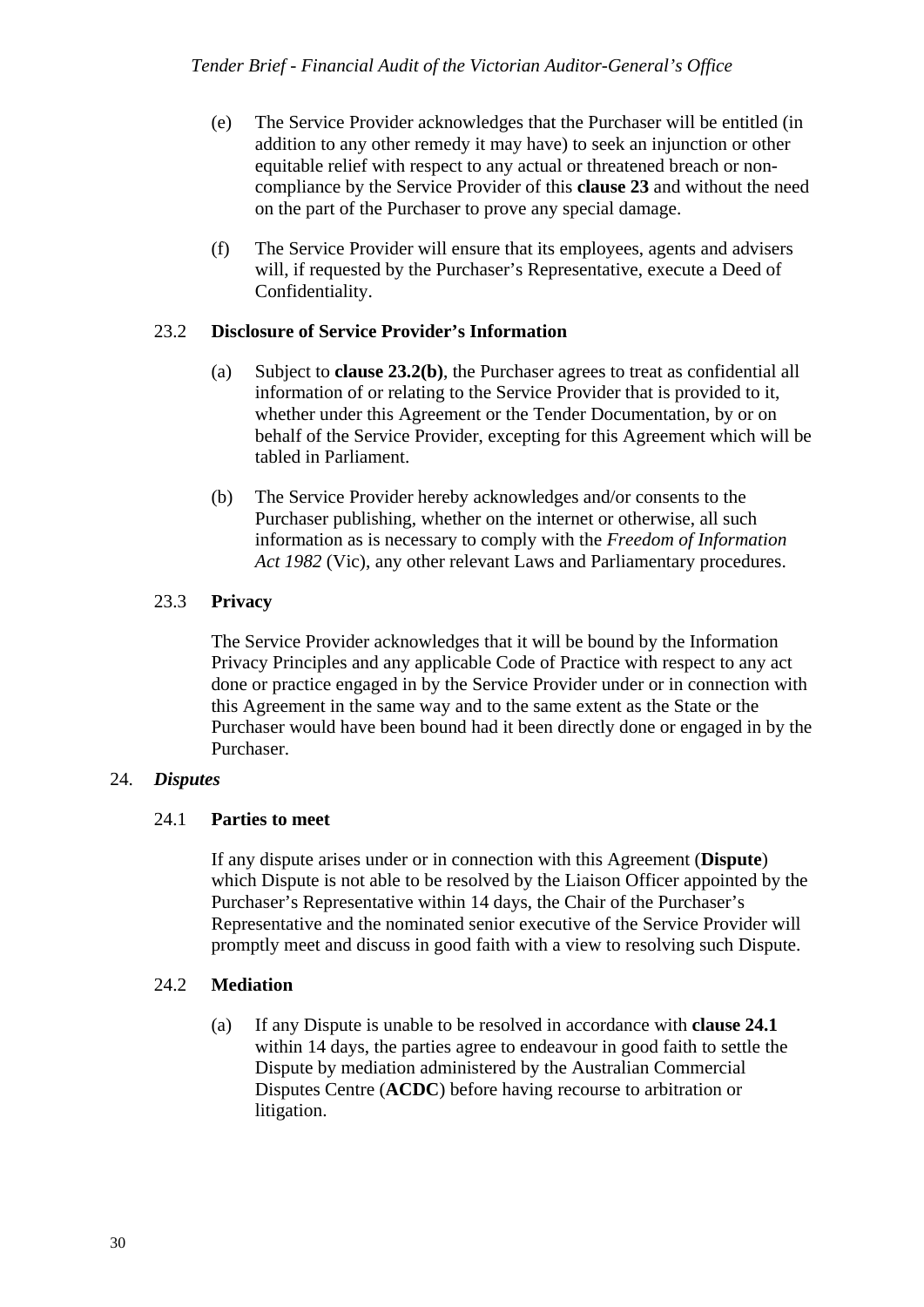(e) The Service Provider acknowledges that the Purchaser will be entitled (in addition to any other remedy it may have) to seek an injunction or other equitable relief with respect to any actual or threatened breach or non-compliance by the Service Provider of this **clause 23** and without the need on the part of the Purchaser to prove any special damage.

(f) The Service Provider will ensure that its employees, agents and advisers will, if requested by the Purchaser's Representative, execute a Deed of Confidentiality.

### 23.2 Disclosure of Service Provider's Information

(a) Subject to **clause 23.2(b)**, the Purchaser agrees to treat as confidential all information of or relating to the Service Provider that is provided to it, whether under this Agreement or the Tender Documentation, by or on behalf of the Service Provider, excepting for this Agreement which will be tabled in Parliament.

(b) The Service Provider hereby acknowledges and/or consents to the Purchaser publishing, whether on the internet or otherwise, all such information as is necessary to comply with the *Freedom of Information Act 1982* (Vic), any other relevant Laws and Parliamentary procedures.

### 23.3 Privacy

The Service Provider acknowledges that it will be bound by the Information Privacy Principles and any applicable Code of Practice with respect to any act done or practice engaged in by the Service Provider under or in connection with this Agreement in the same way and to the same extent as the State or the Purchaser would have been bound had it been directly done or engaged in by the Purchaser.

## 24. *Disputes*

### 24.1 Parties to meet

If any dispute arises under or in connection with this Agreement (**Dispute**) which Dispute is not able to be resolved by the Liaison Officer appointed by the Purchaser's Representative within 14 days, the Chair of the Purchaser's Representative and the nominated senior executive of the Service Provider will promptly meet and discuss in good faith with a view to resolving such Dispute.

### 24.2 Mediation

(a) If any Dispute is unable to be resolved in accordance with **clause 24.1** within 14 days, the parties agree to endeavour in good faith to settle the Dispute by mediation administered by the Australian Commercial Disputes Centre (**ACDC**) before having recourse to arbitration or litigation.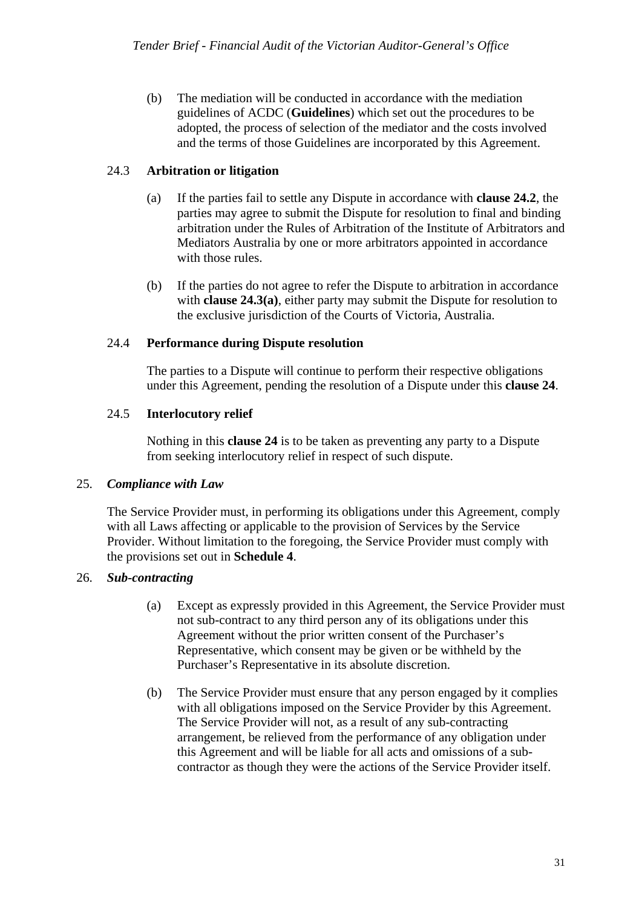(b) The mediation will be conducted in accordance with the mediation guidelines of ACDC (**Guidelines**) which set out the procedures to be adopted, the process of selection of the mediator and the costs involved and the terms of those Guidelines are incorporated by this Agreement.

### 24.3 Arbitration or litigation

(a) If the parties fail to settle any Dispute in accordance with **clause 24.2**, the parties may agree to submit the Dispute for resolution to final and binding arbitration under the Rules of Arbitration of the Institute of Arbitrators and Mediators Australia by one or more arbitrators appointed in accordance with those rules.

(b) If the parties do not agree to refer the Dispute to arbitration in accordance with **clause 24.3(a)**, either party may submit the Dispute for resolution to the exclusive jurisdiction of the Courts of Victoria, Australia.

### 24.4 Performance during Dispute resolution

The parties to a Dispute will continue to perform their respective obligations under this Agreement, pending the resolution of a Dispute under this **clause 24**.

### 24.5 Interlocutory relief

Nothing in this **clause 24** is to be taken as preventing any party to a Dispute from seeking interlocutory relief in respect of such dispute.

## 25. *Compliance with Law*

The Service Provider must, in performing its obligations under this Agreement, comply with all Laws affecting or applicable to the provision of Services by the Service Provider. Without limitation to the foregoing, the Service Provider must comply with the provisions set out in **Schedule 4**.

## 26. *Sub-contracting*

(a) Except as expressly provided in this Agreement, the Service Provider must not sub-contract to any third person any of its obligations under this Agreement without the prior written consent of the Purchaser's Representative, which consent may be given or be withheld by the Purchaser's Representative in its absolute discretion.

(b) The Service Provider must ensure that any person engaged by it complies with all obligations imposed on the Service Provider by this Agreement. The Service Provider will not, as a result of any sub-contracting arrangement, be relieved from the performance of any obligation under this Agreement and will be liable for all acts and omissions of a sub-contractor as though they were the actions of the Service Provider itself.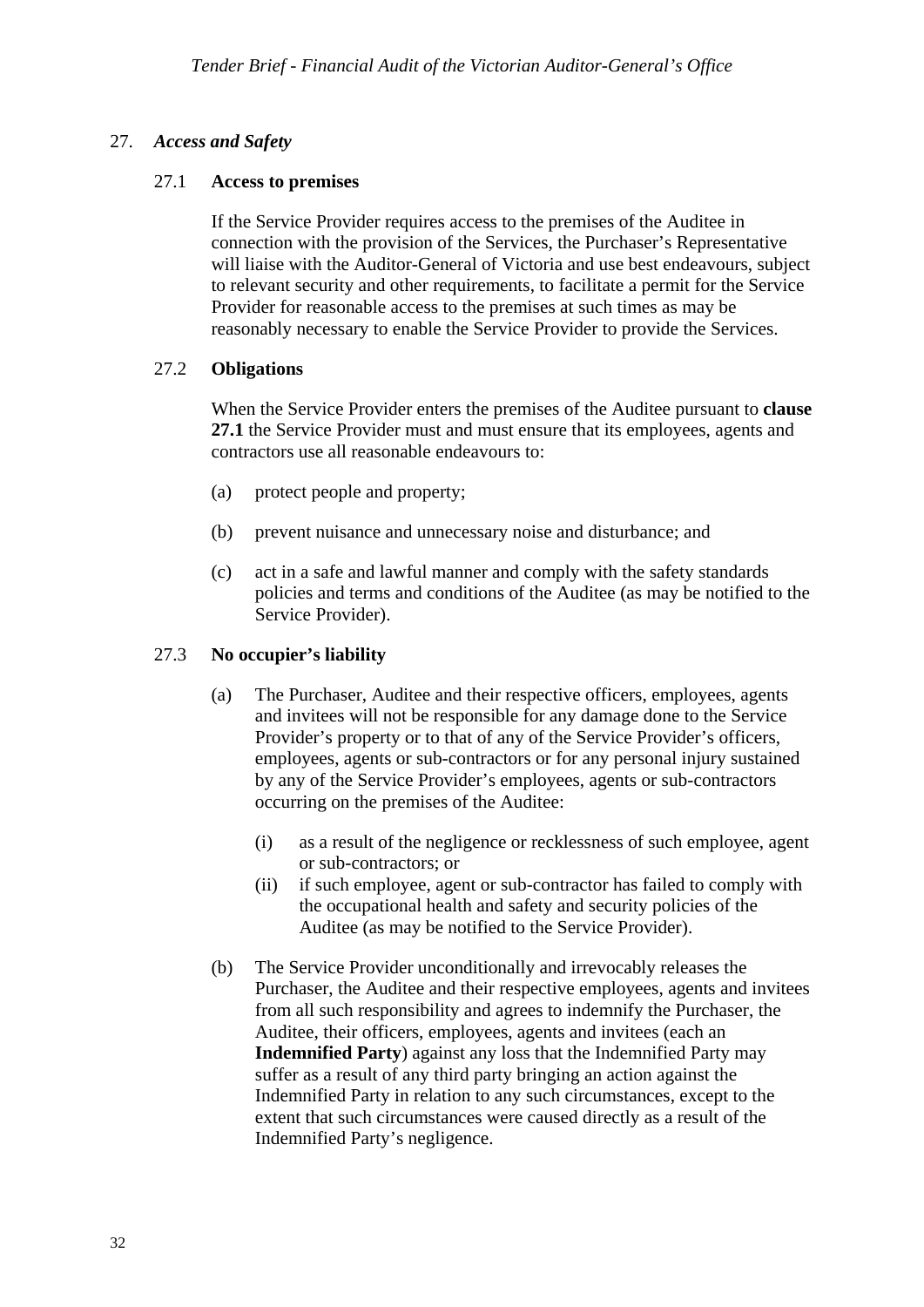## 27. *Access and Safety*

### 27.1 **Access to premises**

If the Service Provider requires access to the premises of the Auditee in connection with the provision of the Services, the Purchaser's Representative will liaise with the Auditor-General of Victoria and use best endeavours, subject to relevant security and other requirements, to facilitate a permit for the Service Provider for reasonable access to the premises at such times as may be reasonably necessary to enable the Service Provider to provide the Services.

### 27.2 **Obligations**

When the Service Provider enters the premises of the Auditee pursuant to **clause 27.1** the Service Provider must and must ensure that its employees, agents and contractors use all reasonable endeavours to:

(a) protect people and property;

(b) prevent nuisance and unnecessary noise and disturbance; and

(c) act in a safe and lawful manner and comply with the safety standards policies and terms and conditions of the Auditee (as may be notified to the Service Provider).

### 27.3 **No occupier's liability**

(a) The Purchaser, Auditee and their respective officers, employees, agents and invitees will not be responsible for any damage done to the Service Provider's property or to that of any of the Service Provider's officers, employees, agents or sub-contractors or for any personal injury sustained by any of the Service Provider's employees, agents or sub-contractors occurring on the premises of the Auditee:

   (i) as a result of the negligence or recklessness of such employee, agent or sub-contractors; or

   (ii) if such employee, agent or sub-contractor has failed to comply with the occupational health and safety and security policies of the Auditee (as may be notified to the Service Provider).

(b) The Service Provider unconditionally and irrevocably releases the Purchaser, the Auditee and their respective employees, agents and invitees from all such responsibility and agrees to indemnify the Purchaser, the Auditee, their officers, employees, agents and invitees (each an **Indemnified Party**) against any loss that the Indemnified Party may suffer as a result of any third party bringing an action against the Indemnified Party in relation to any such circumstances, except to the extent that such circumstances were caused directly as a result of the Indemnified Party's negligence.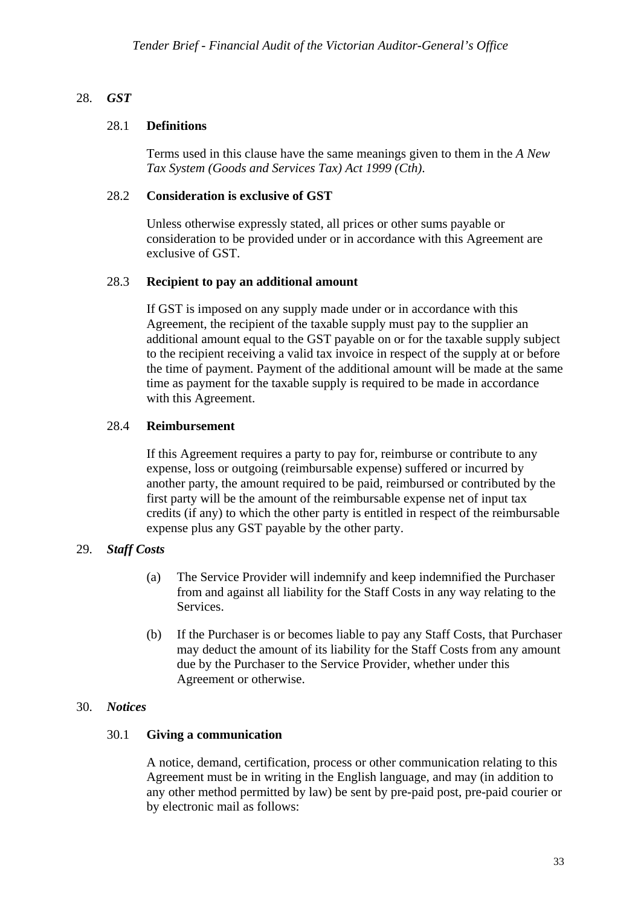## 28. *GST*

### 28.1 **Definitions**

Terms used in this clause have the same meanings given to them in the *A New Tax System (Goods and Services Tax) Act 1999 (Cth).*

### 28.2 **Consideration is exclusive of GST**

Unless otherwise expressly stated, all prices or other sums payable or consideration to be provided under or in accordance with this Agreement are exclusive of GST.

### 28.3 **Recipient to pay an additional amount**

If GST is imposed on any supply made under or in accordance with this Agreement, the recipient of the taxable supply must pay to the supplier an additional amount equal to the GST payable on or for the taxable supply subject to the recipient receiving a valid tax invoice in respect of the supply at or before the time of payment. Payment of the additional amount will be made at the same time as payment for the taxable supply is required to be made in accordance with this Agreement.

### 28.4 **Reimbursement**

If this Agreement requires a party to pay for, reimburse or contribute to any expense, loss or outgoing (reimbursable expense) suffered or incurred by another party, the amount required to be paid, reimbursed or contributed by the first party will be the amount of the reimbursable expense net of input tax credits (if any) to which the other party is entitled in respect of the reimbursable expense plus any GST payable by the other party.

## 29. *Staff Costs*

(a) The Service Provider will indemnify and keep indemnified the Purchaser from and against all liability for the Staff Costs in any way relating to the Services.

(b) If the Purchaser is or becomes liable to pay any Staff Costs, that Purchaser may deduct the amount of its liability for the Staff Costs from any amount due by the Purchaser to the Service Provider, whether under this Agreement or otherwise.

## 30. *Notices*

### 30.1 **Giving a communication**

A notice, demand, certification, process or other communication relating to this Agreement must be in writing in the English language, and may (in addition to any other method permitted by law) be sent by pre-paid post, pre-paid courier or by electronic mail as follows: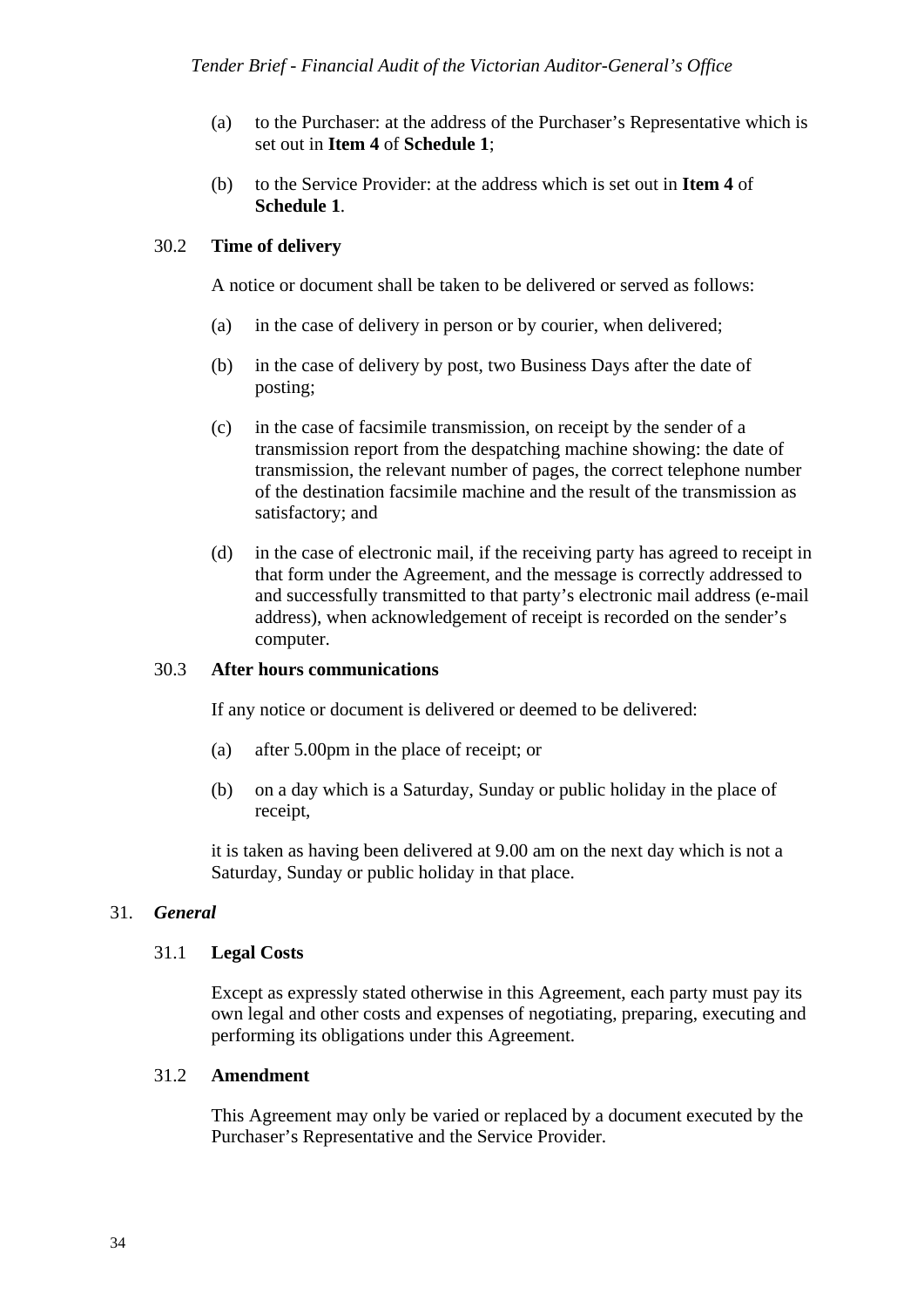(a) to the Purchaser: at the address of the Purchaser's Representative which is set out in **Item 4** of **Schedule 1**;

(b) to the Service Provider: at the address which is set out in **Item 4** of **Schedule 1**.

### 30.2 Time of delivery

A notice or document shall be taken to be delivered or served as follows:

(a) in the case of delivery in person or by courier, when delivered;

(b) in the case of delivery by post, two Business Days after the date of posting;

(c) in the case of facsimile transmission, on receipt by the sender of a transmission report from the despatching machine showing: the date of transmission, the relevant number of pages, the correct telephone number of the destination facsimile machine and the result of the transmission as satisfactory; and

(d) in the case of electronic mail, if the receiving party has agreed to receipt in that form under the Agreement, and the message is correctly addressed to and successfully transmitted to that party's electronic mail address (e-mail address), when acknowledgement of receipt is recorded on the sender's computer.

### 30.3 After hours communications

If any notice or document is delivered or deemed to be delivered:

(a) after 5.00pm in the place of receipt; or

(b) on a day which is a Saturday, Sunday or public holiday in the place of receipt,

it is taken as having been delivered at 9.00 am on the next day which is not a Saturday, Sunday or public holiday in that place.

## 31. *General*

### 31.1 Legal Costs

Except as expressly stated otherwise in this Agreement, each party must pay its own legal and other costs and expenses of negotiating, preparing, executing and performing its obligations under this Agreement.

### 31.2 Amendment

This Agreement may only be varied or replaced by a document executed by the Purchaser's Representative and the Service Provider.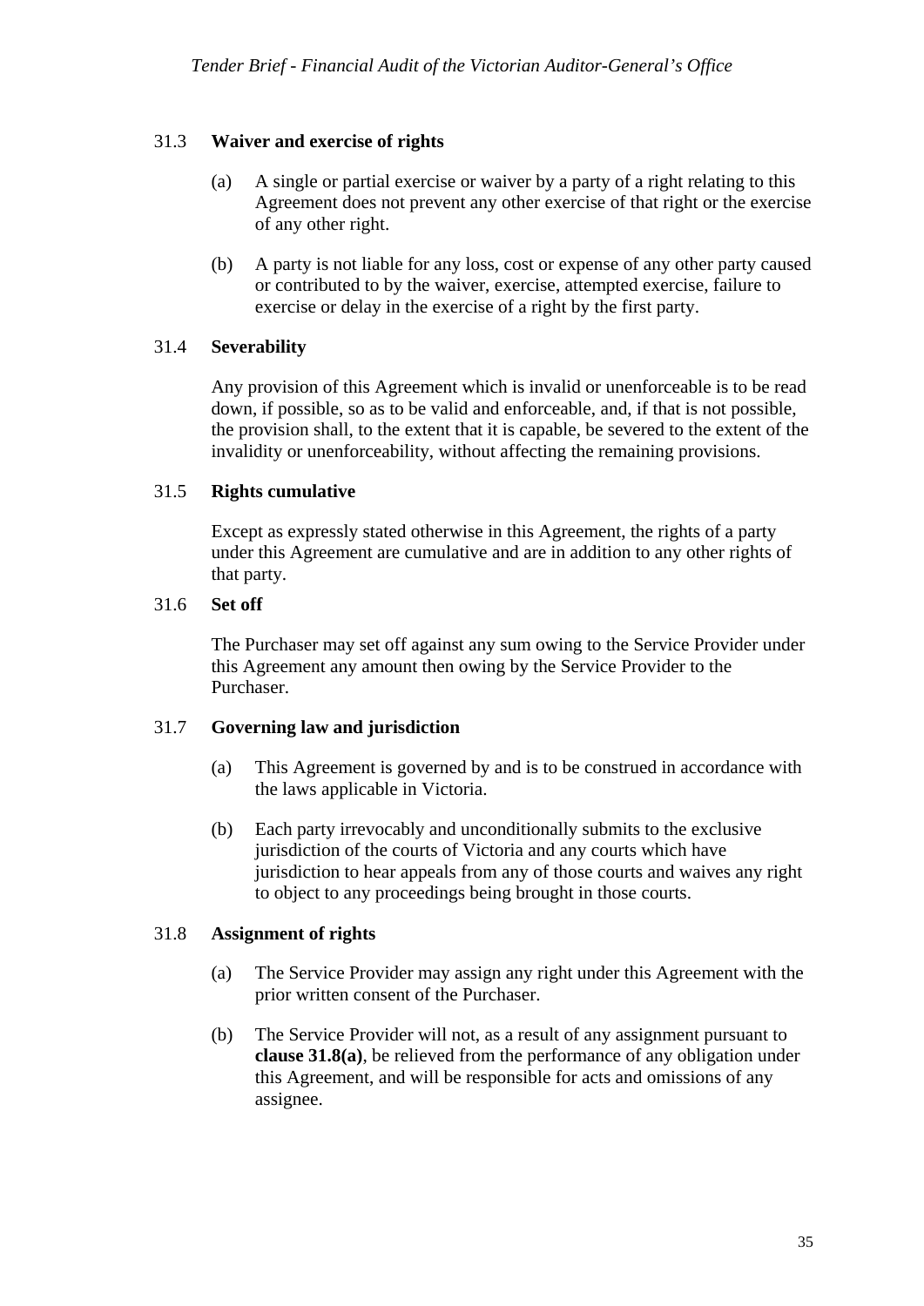### 31.3 **Waiver and exercise of rights**

(a) A single or partial exercise or waiver by a party of a right relating to this Agreement does not prevent any other exercise of that right or the exercise of any other right.

(b) A party is not liable for any loss, cost or expense of any other party caused or contributed to by the waiver, exercise, attempted exercise, failure to exercise or delay in the exercise of a right by the first party.

### 31.4 **Severability**

Any provision of this Agreement which is invalid or unenforceable is to be read down, if possible, so as to be valid and enforceable, and, if that is not possible, the provision shall, to the extent that it is capable, be severed to the extent of the invalidity or unenforceability, without affecting the remaining provisions.

### 31.5 **Rights cumulative**

Except as expressly stated otherwise in this Agreement, the rights of a party under this Agreement are cumulative and are in addition to any other rights of that party.

### 31.6 **Set off**

The Purchaser may set off against any sum owing to the Service Provider under this Agreement any amount then owing by the Service Provider to the Purchaser.

### 31.7 **Governing law and jurisdiction**

(a) This Agreement is governed by and is to be construed in accordance with the laws applicable in Victoria.

(b) Each party irrevocably and unconditionally submits to the exclusive jurisdiction of the courts of Victoria and any courts which have jurisdiction to hear appeals from any of those courts and waives any right to object to any proceedings being brought in those courts.

### 31.8 **Assignment of rights**

(a) The Service Provider may assign any right under this Agreement with the prior written consent of the Purchaser.

(b) The Service Provider will not, as a result of any assignment pursuant to **clause 31.8(a)**, be relieved from the performance of any obligation under this Agreement, and will be responsible for acts and omissions of any assignee.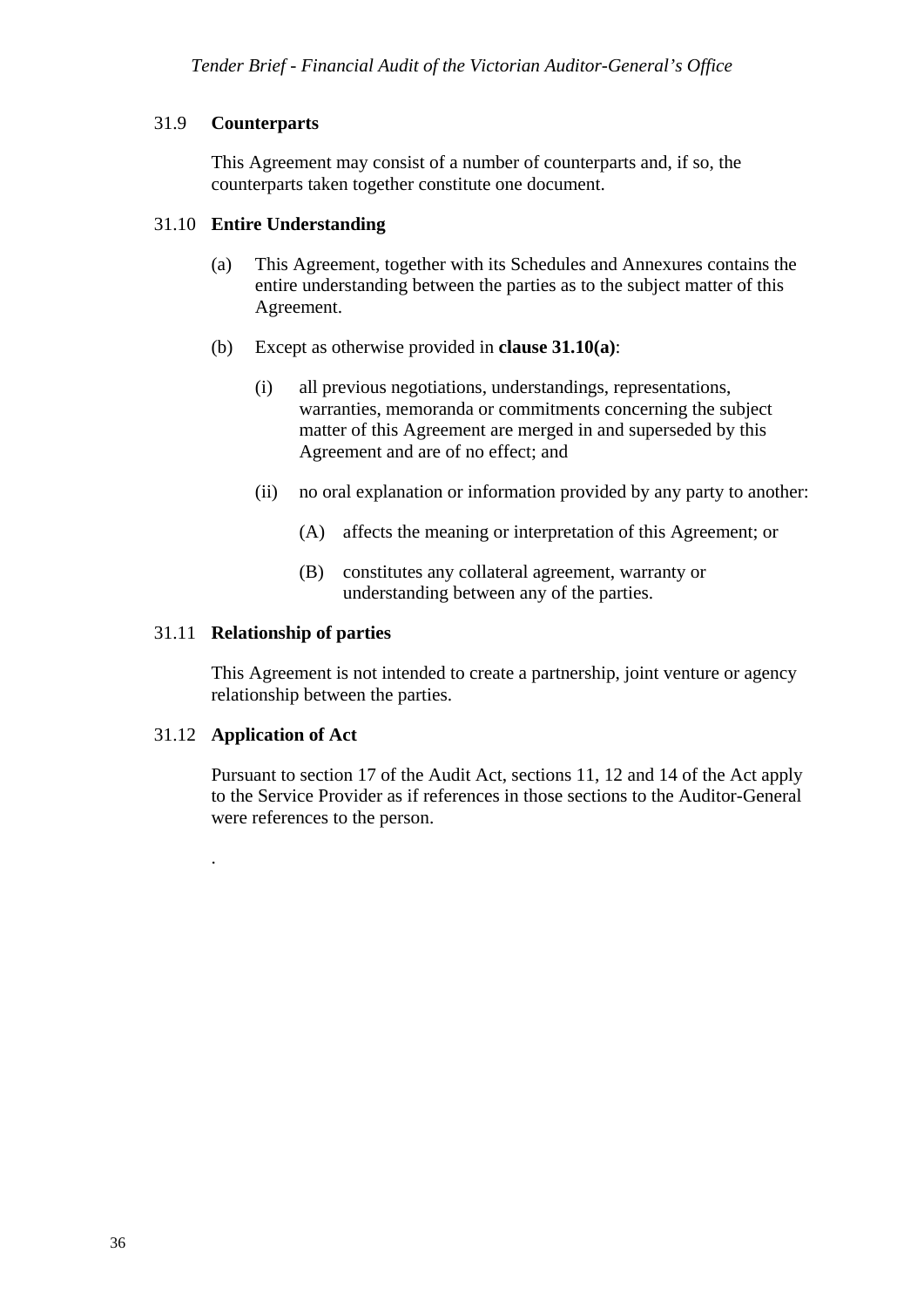### 31.9 **Counterparts**

This Agreement may consist of a number of counterparts and, if so, the counterparts taken together constitute one document.

### 31.10 **Entire Understanding**

(a) This Agreement, together with its Schedules and Annexures contains the entire understanding between the parties as to the subject matter of this Agreement.

(b) Except as otherwise provided in **clause 31.10(a)**:

  (i) all previous negotiations, understandings, representations, warranties, memoranda or commitments concerning the subject matter of this Agreement are merged in and superseded by this Agreement and are of no effect; and

  (ii) no oral explanation or information provided by any party to another:

    (A) affects the meaning or interpretation of this Agreement; or

    (B) constitutes any collateral agreement, warranty or understanding between any of the parties.

### 31.11 **Relationship of parties**

This Agreement is not intended to create a partnership, joint venture or agency relationship between the parties.

### 31.12 **Application of Act**

Pursuant to section 17 of the Audit Act, sections 11, 12 and 14 of the Act apply to the Service Provider as if references in those sections to the Auditor-General were references to the person.

.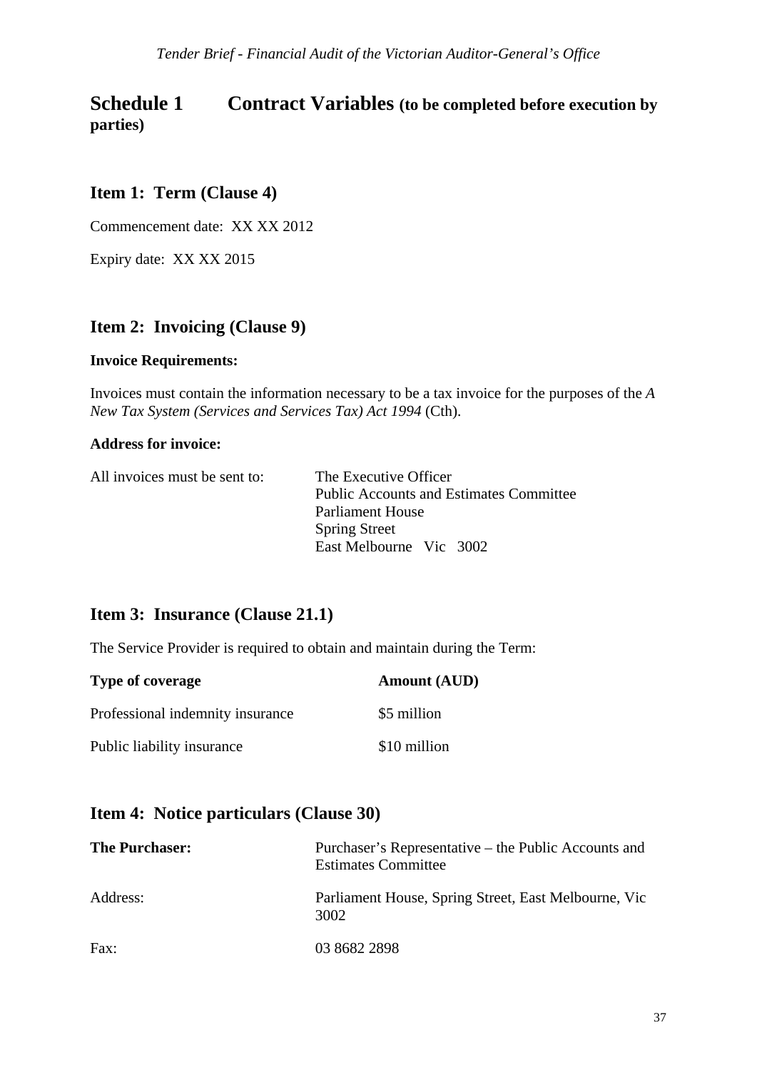# Schedule 1 Contract Variables (to be completed before execution by parties)

## Item 1: Term (Clause 4)

Commencement date: XX XX 2012

Expiry date: XX XX 2015

## Item 2: Invoicing (Clause 9)

**Invoice Requirements:**

Invoices must contain the information necessary to be a tax invoice for the purposes of the *A New Tax System (Services and Services Tax) Act 1994* (Cth).

**Address for invoice:**

All invoices must be sent to:

The Executive Officer
Public Accounts and Estimates Committee
Parliament House
Spring Street
East Melbourne Vic 3002

## Item 3: Insurance (Clause 21.1)

The Service Provider is required to obtain and maintain during the Term:

| Type of coverage | Amount (AUD) |
|---|---|
| Professional indemnity insurance | $5 million |
| Public liability insurance | $10 million |

## Item 4: Notice particulars (Clause 30)

| | |
|---|---|
| **The Purchaser:** | Purchaser's Representative – the Public Accounts and Estimates Committee |
| Address: | Parliament House, Spring Street, East Melbourne, Vic 3002 |
| Fax: | 03 8682 2898 |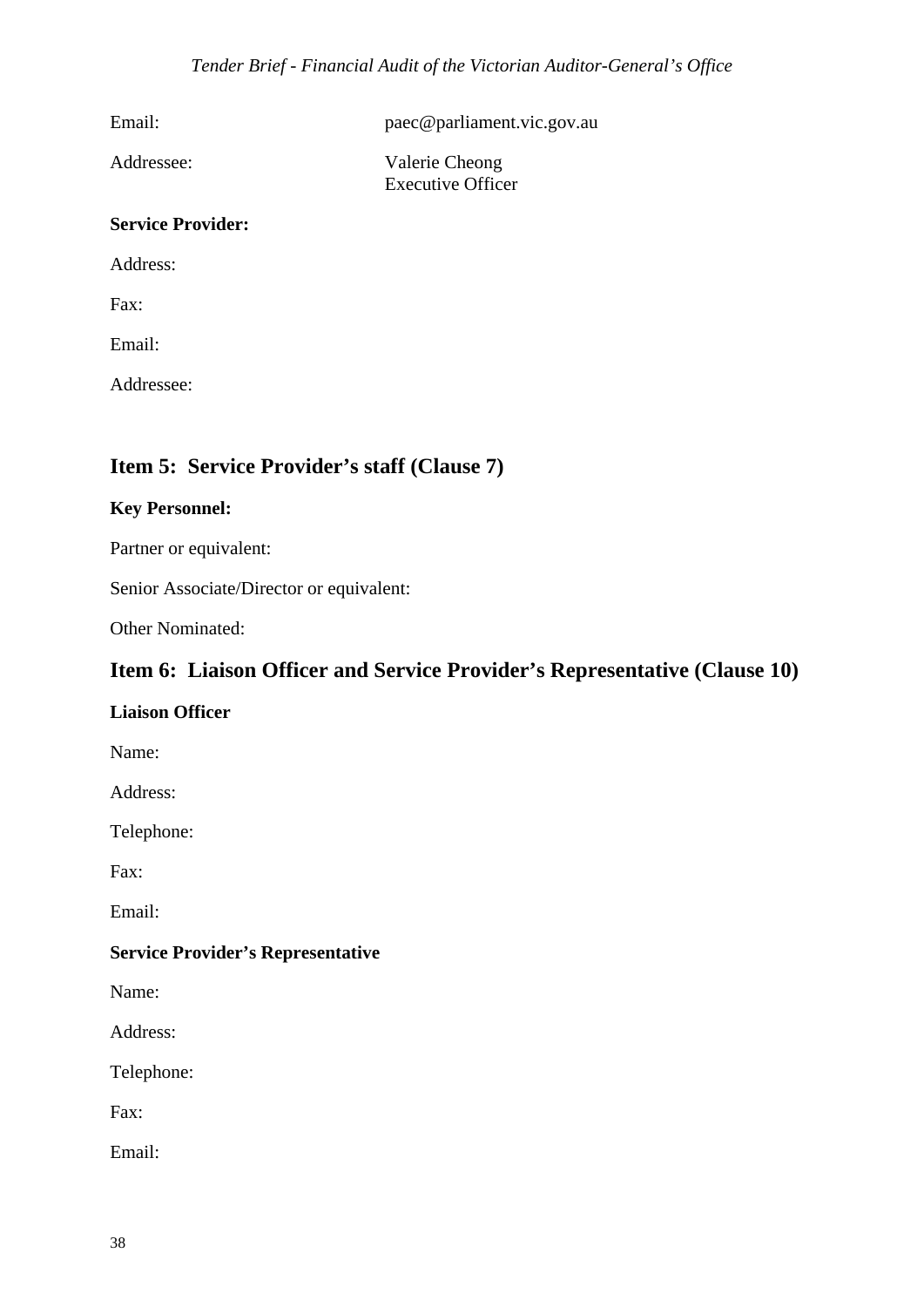Email: paec@parliament.vic.gov.au

Addressee: Valerie Cheong
Executive Officer

**Service Provider:**

Address:

Fax:

Email:

Addressee:

## Item 5: Service Provider's staff (Clause 7)

**Key Personnel:**

Partner or equivalent:

Senior Associate/Director or equivalent:

Other Nominated:

## Item 6: Liaison Officer and Service Provider's Representative (Clause 10)

**Liaison Officer**

Name:

Address:

Telephone:

Fax:

Email:

**Service Provider's Representative**

Name:

Address:

Telephone:

Fax:

Email: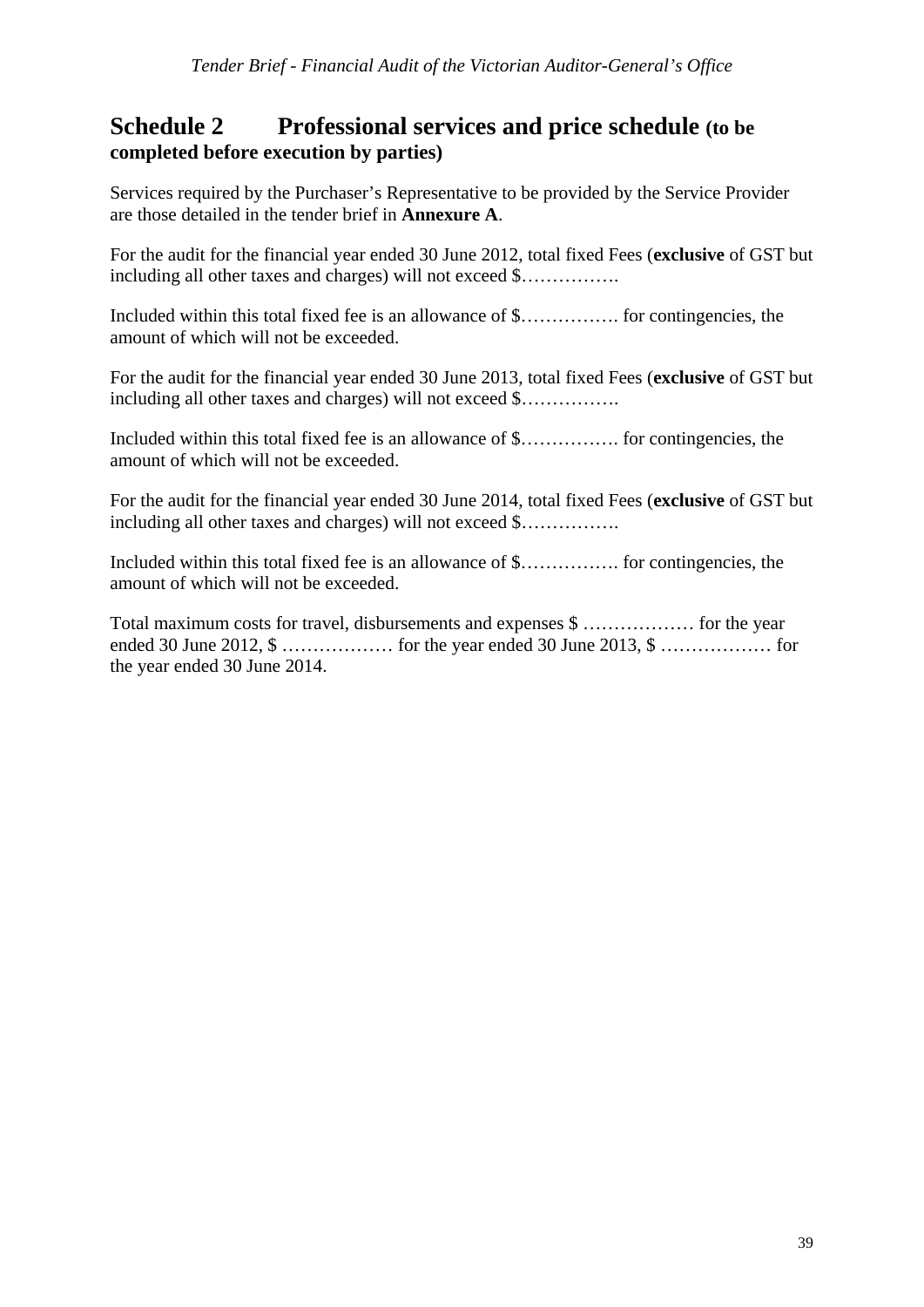## Schedule 2 Professional services and price schedule (to be completed before execution by parties)

Services required by the Purchaser's Representative to be provided by the Service Provider are those detailed in the tender brief in **Annexure A**.

For the audit for the financial year ended 30 June 2012, total fixed Fees (**exclusive** of GST but including all other taxes and charges) will not exceed $…………….

Included within this total fixed fee is an allowance of $……………. for contingencies, the amount of which will not be exceeded.

For the audit for the financial year ended 30 June 2013, total fixed Fees (**exclusive** of GST but including all other taxes and charges) will not exceed $…………….

Included within this total fixed fee is an allowance of $……………. for contingencies, the amount of which will not be exceeded.

For the audit for the financial year ended 30 June 2014, total fixed Fees (**exclusive** of GST but including all other taxes and charges) will not exceed $…………….

Included within this total fixed fee is an allowance of $……………. for contingencies, the amount of which will not be exceeded.

Total maximum costs for travel, disbursements and expenses $ ……………… for the year ended 30 June 2012, $ ……………… for the year ended 30 June 2013, $ ……………… for the year ended 30 June 2014.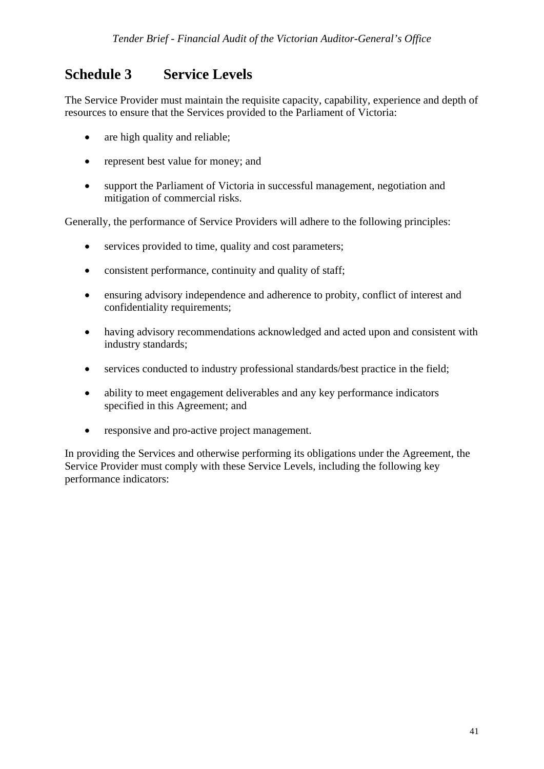# Schedule 3 Service Levels

The Service Provider must maintain the requisite capacity, capability, experience and depth of resources to ensure that the Services provided to the Parliament of Victoria:

- are high quality and reliable;
- represent best value for money; and
- support the Parliament of Victoria in successful management, negotiation and mitigation of commercial risks.

Generally, the performance of Service Providers will adhere to the following principles:

- services provided to time, quality and cost parameters;
- consistent performance, continuity and quality of staff;
- ensuring advisory independence and adherence to probity, conflict of interest and confidentiality requirements;
- having advisory recommendations acknowledged and acted upon and consistent with industry standards;
- services conducted to industry professional standards/best practice in the field;
- ability to meet engagement deliverables and any key performance indicators specified in this Agreement; and
- responsive and pro-active project management.

In providing the Services and otherwise performing its obligations under the Agreement, the Service Provider must comply with these Service Levels, including the following key performance indicators: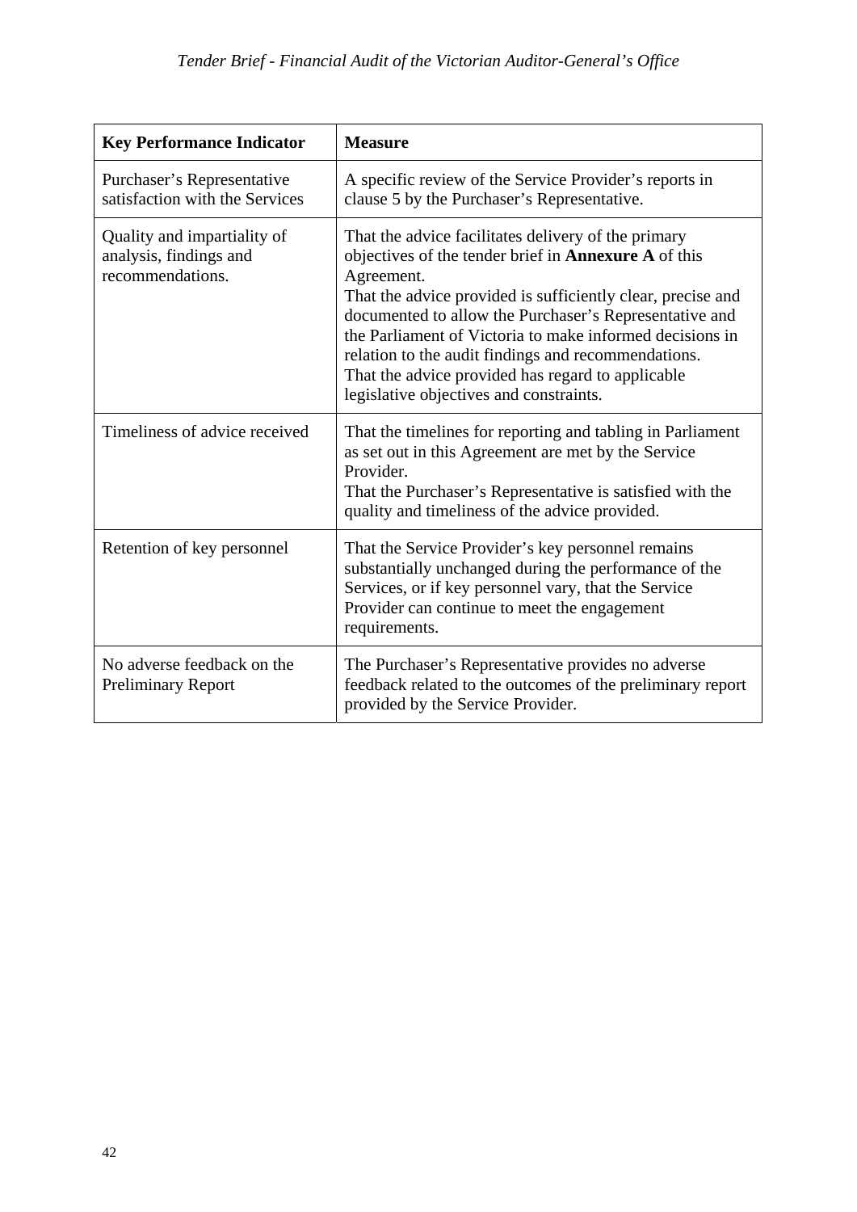| Key Performance Indicator | Measure |
|---|---|
| Purchaser's Representative satisfaction with the Services | A specific review of the Service Provider's reports in clause 5 by the Purchaser's Representative. |
| Quality and impartiality of analysis, findings and recommendations. | That the advice facilitates delivery of the primary objectives of the tender brief in **Annexure A** of this Agreement.<br>That the advice provided is sufficiently clear, precise and documented to allow the Purchaser's Representative and the Parliament of Victoria to make informed decisions in relation to the audit findings and recommendations.<br>That the advice provided has regard to applicable legislative objectives and constraints. |
| Timeliness of advice received | That the timelines for reporting and tabling in Parliament as set out in this Agreement are met by the Service Provider.<br>That the Purchaser's Representative is satisfied with the quality and timeliness of the advice provided. |
| Retention of key personnel | That the Service Provider's key personnel remains substantially unchanged during the performance of the Services, or if key personnel vary, that the Service Provider can continue to meet the engagement requirements. |
| No adverse feedback on the Preliminary Report | The Purchaser's Representative provides no adverse feedback related to the outcomes of the preliminary report provided by the Service Provider. |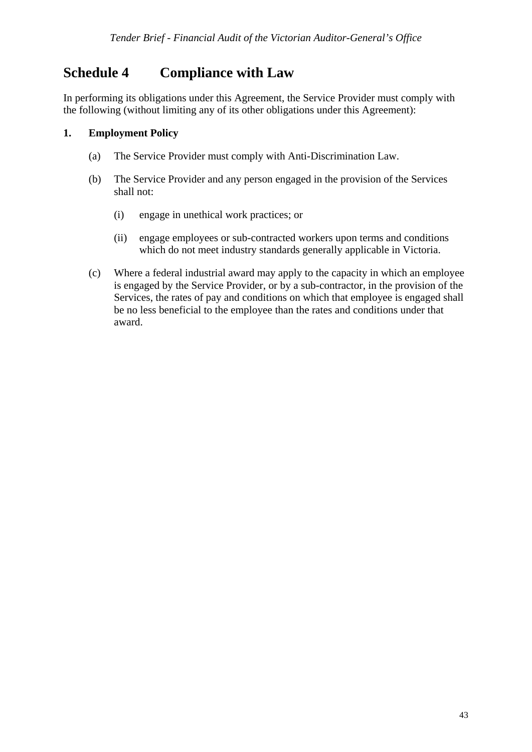# Schedule 4 Compliance with Law

In performing its obligations under this Agreement, the Service Provider must comply with the following (without limiting any of its other obligations under this Agreement):

**1. Employment Policy**

(a) The Service Provider must comply with Anti-Discrimination Law.

(b) The Service Provider and any person engaged in the provision of the Services shall not:

  (i) engage in unethical work practices; or

  (ii) engage employees or sub-contracted workers upon terms and conditions which do not meet industry standards generally applicable in Victoria.

(c) Where a federal industrial award may apply to the capacity in which an employee is engaged by the Service Provider, or by a sub-contractor, in the provision of the Services, the rates of pay and conditions on which that employee is engaged shall be no less beneficial to the employee than the rates and conditions under that award.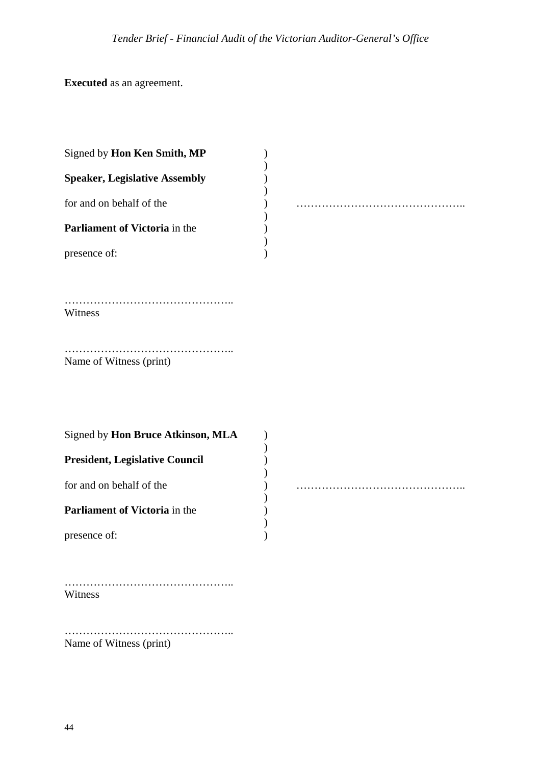**Executed** as an agreement.

Signed by **Hon Ken Smith, MP** )
**Speaker, Legislative Assembly** )
for and on behalf of the ) ………………………………………..
**Parliament of Victoria** in the )
presence of: )

………………………………………..
Witness

………………………………………..
Name of Witness (print)

Signed by **Hon Bruce Atkinson, MLA** )
**President, Legislative Council** )
for and on behalf of the ) ………………………………………..
**Parliament of Victoria** in the )
presence of: )

………………………………………..
Witness

………………………………………..
Name of Witness (print)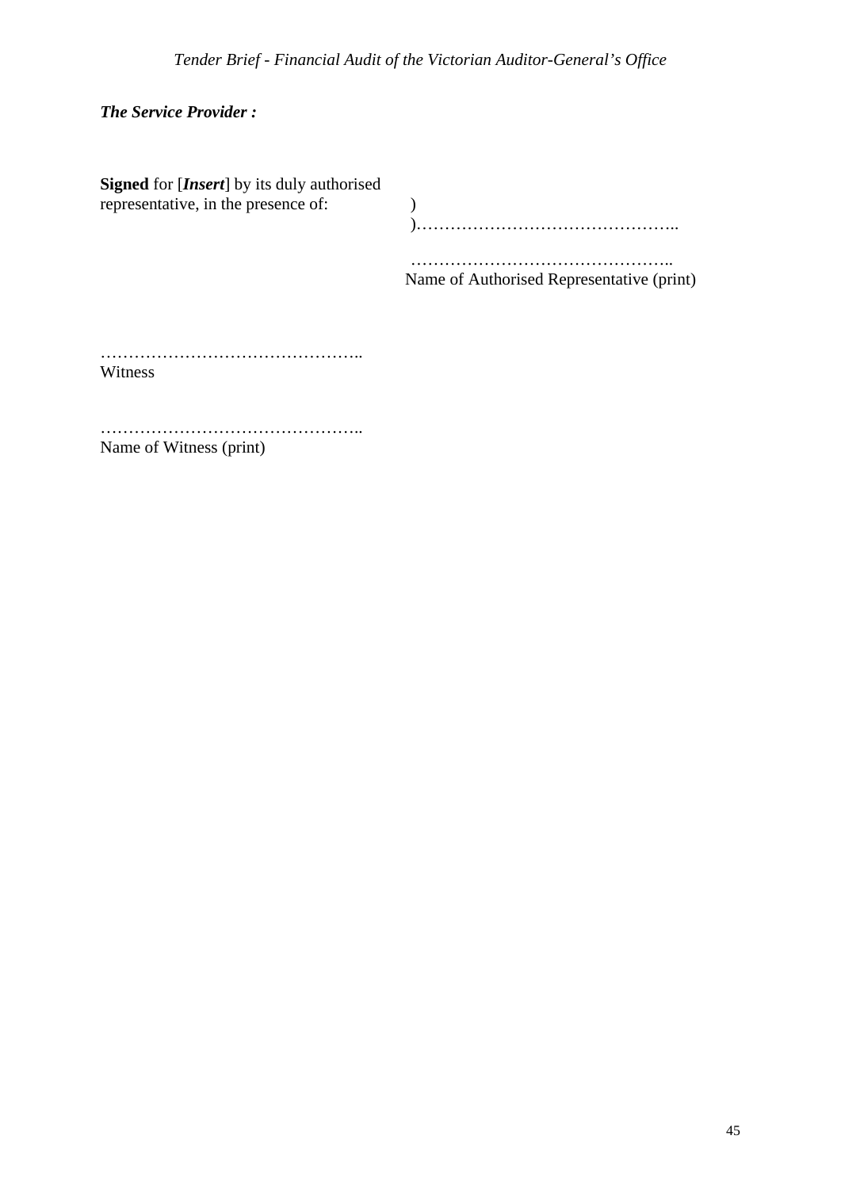***The Service Provider :***

**Signed** for [***Insert***] by its duly authorised representative, in the presence of:

)
)………………………………………..

………………………………………..
Name of Authorised Representative (print)

………………………………………..
Witness

………………………………………..
Name of Witness (print)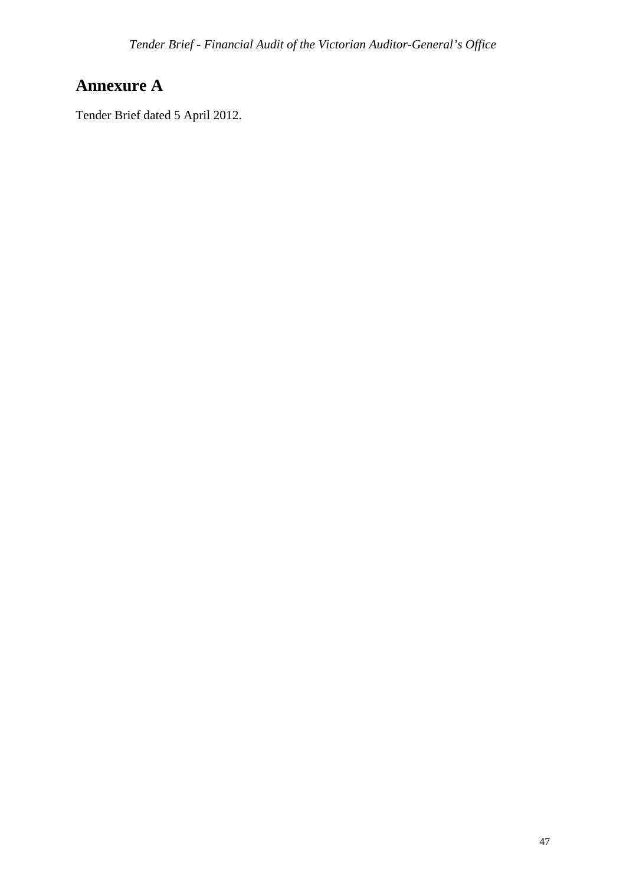# Annexure A

Tender Brief dated 5 April 2012.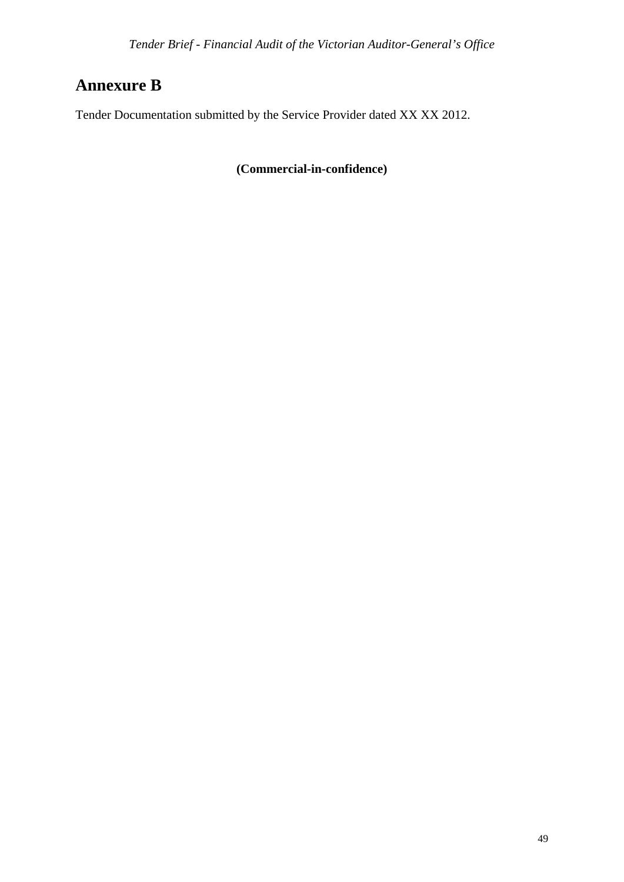# Annexure B

Tender Documentation submitted by the Service Provider dated XX XX 2012.

**(Commercial-in-confidence)**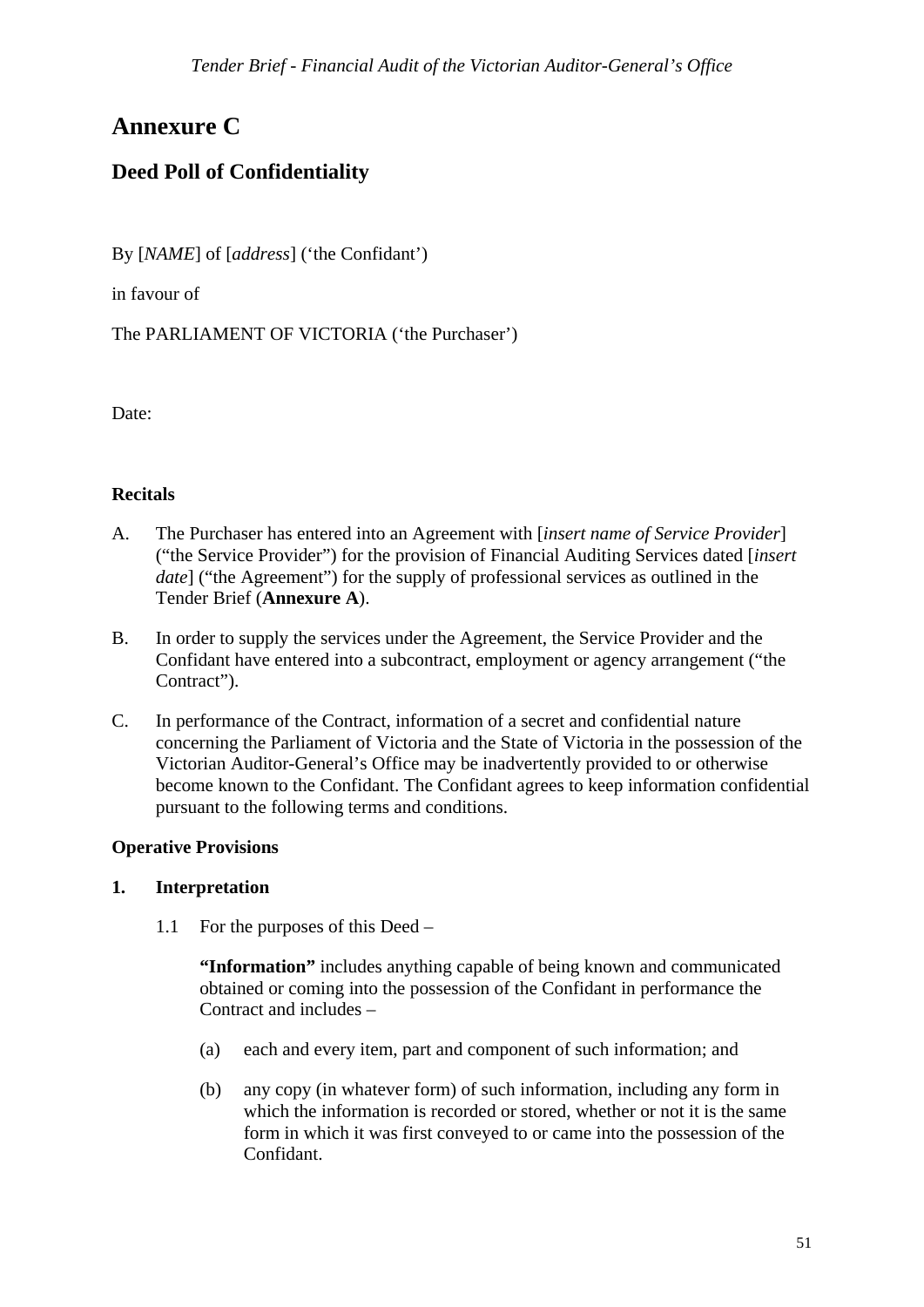# Annexure C

## Deed Poll of Confidentiality

By [*NAME*] of [*address*] ('the Confidant')

in favour of

The PARLIAMENT OF VICTORIA ('the Purchaser')

Date:

**Recitals**

A. The Purchaser has entered into an Agreement with [*insert name of Service Provider*] ("the Service Provider") for the provision of Financial Auditing Services dated [*insert date*] ("the Agreement") for the supply of professional services as outlined in the Tender Brief (**Annexure A**).

B. In order to supply the services under the Agreement, the Service Provider and the Confidant have entered into a subcontract, employment or agency arrangement ("the Contract").

C. In performance of the Contract, information of a secret and confidential nature concerning the Parliament of Victoria and the State of Victoria in the possession of the Victorian Auditor-General's Office may be inadvertently provided to or otherwise become known to the Confidant. The Confidant agrees to keep information confidential pursuant to the following terms and conditions.

**Operative Provisions**

**1. Interpretation**

1.1 For the purposes of this Deed –

**"Information"** includes anything capable of being known and communicated obtained or coming into the possession of the Confidant in performance the Contract and includes –

(a) each and every item, part and component of such information; and

(b) any copy (in whatever form) of such information, including any form in which the information is recorded or stored, whether or not it is the same form in which it was first conveyed to or came into the possession of the Confidant.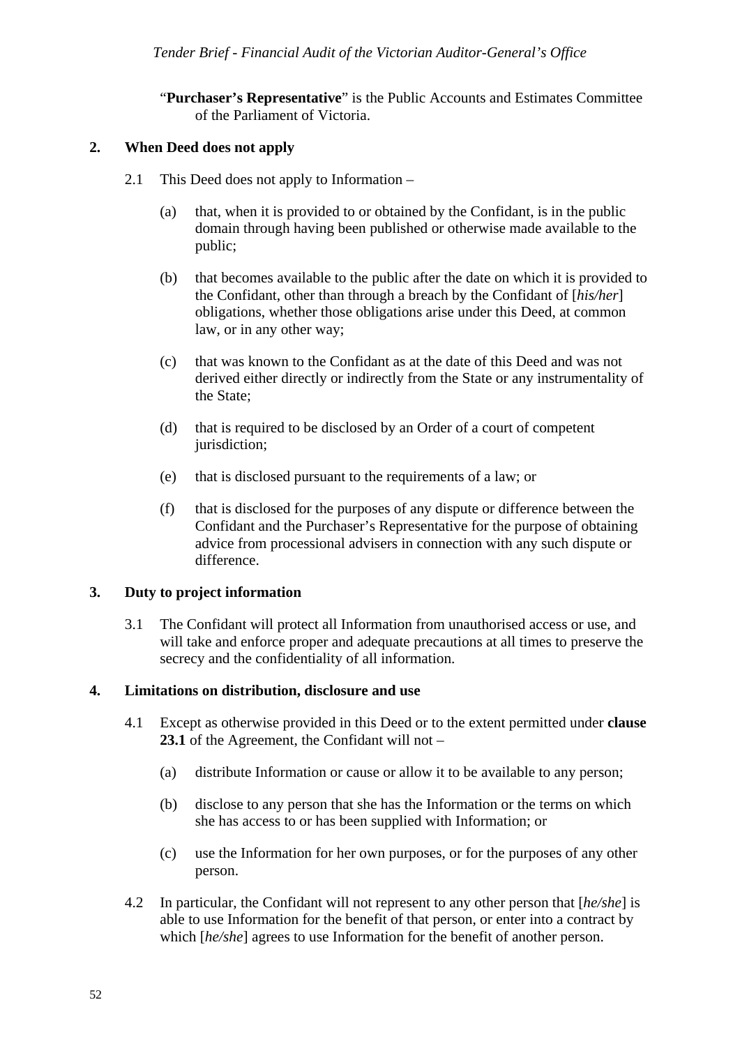"**Purchaser's Representative**" is the Public Accounts and Estimates Committee of the Parliament of Victoria.

## 2. When Deed does not apply

2.1 This Deed does not apply to Information –

(a) that, when it is provided to or obtained by the Confidant, is in the public domain through having been published or otherwise made available to the public;

(b) that becomes available to the public after the date on which it is provided to the Confidant, other than through a breach by the Confidant of [*his/her*] obligations, whether those obligations arise under this Deed, at common law, or in any other way;

(c) that was known to the Confidant as at the date of this Deed and was not derived either directly or indirectly from the State or any instrumentality of the State;

(d) that is required to be disclosed by an Order of a court of competent jurisdiction;

(e) that is disclosed pursuant to the requirements of a law; or

(f) that is disclosed for the purposes of any dispute or difference between the Confidant and the Purchaser's Representative for the purpose of obtaining advice from processional advisers in connection with any such dispute or difference.

## 3. Duty to project information

3.1 The Confidant will protect all Information from unauthorised access or use, and will take and enforce proper and adequate precautions at all times to preserve the secrecy and the confidentiality of all information.

## 4. Limitations on distribution, disclosure and use

4.1 Except as otherwise provided in this Deed or to the extent permitted under **clause 23.1** of the Agreement, the Confidant will not –

(a) distribute Information or cause or allow it to be available to any person;

(b) disclose to any person that she has the Information or the terms on which she has access to or has been supplied with Information; or

(c) use the Information for her own purposes, or for the purposes of any other person.

4.2 In particular, the Confidant will not represent to any other person that [*he/she*] is able to use Information for the benefit of that person, or enter into a contract by which [*he/she*] agrees to use Information for the benefit of another person.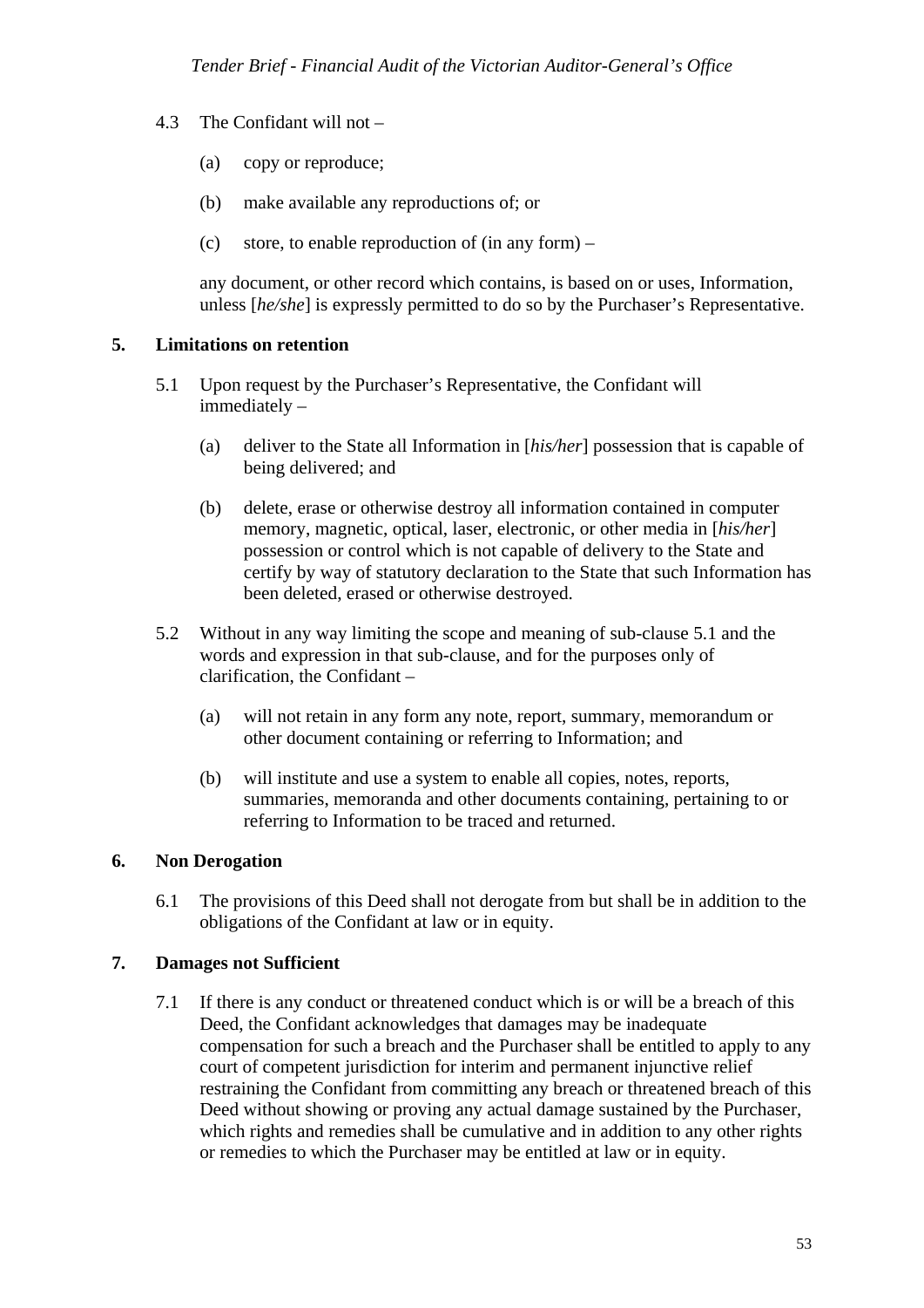4.3 The Confidant will not –

(a) copy or reproduce;

(b) make available any reproductions of; or

(c) store, to enable reproduction of (in any form) –

any document, or other record which contains, is based on or uses, Information, unless [*he/she*] is expressly permitted to do so by the Purchaser's Representative.

**5. Limitations on retention**

5.1 Upon request by the Purchaser's Representative, the Confidant will immediately –

(a) deliver to the State all Information in [*his/her*] possession that is capable of being delivered; and

(b) delete, erase or otherwise destroy all information contained in computer memory, magnetic, optical, laser, electronic, or other media in [*his/her*] possession or control which is not capable of delivery to the State and certify by way of statutory declaration to the State that such Information has been deleted, erased or otherwise destroyed.

5.2 Without in any way limiting the scope and meaning of sub-clause 5.1 and the words and expression in that sub-clause, and for the purposes only of clarification, the Confidant –

(a) will not retain in any form any note, report, summary, memorandum or other document containing or referring to Information; and

(b) will institute and use a system to enable all copies, notes, reports, summaries, memoranda and other documents containing, pertaining to or referring to Information to be traced and returned.

**6. Non Derogation**

6.1 The provisions of this Deed shall not derogate from but shall be in addition to the obligations of the Confidant at law or in equity.

**7. Damages not Sufficient**

7.1 If there is any conduct or threatened conduct which is or will be a breach of this Deed, the Confidant acknowledges that damages may be inadequate compensation for such a breach and the Purchaser shall be entitled to apply to any court of competent jurisdiction for interim and permanent injunctive relief restraining the Confidant from committing any breach or threatened breach of this Deed without showing or proving any actual damage sustained by the Purchaser, which rights and remedies shall be cumulative and in addition to any other rights or remedies to which the Purchaser may be entitled at law or in equity.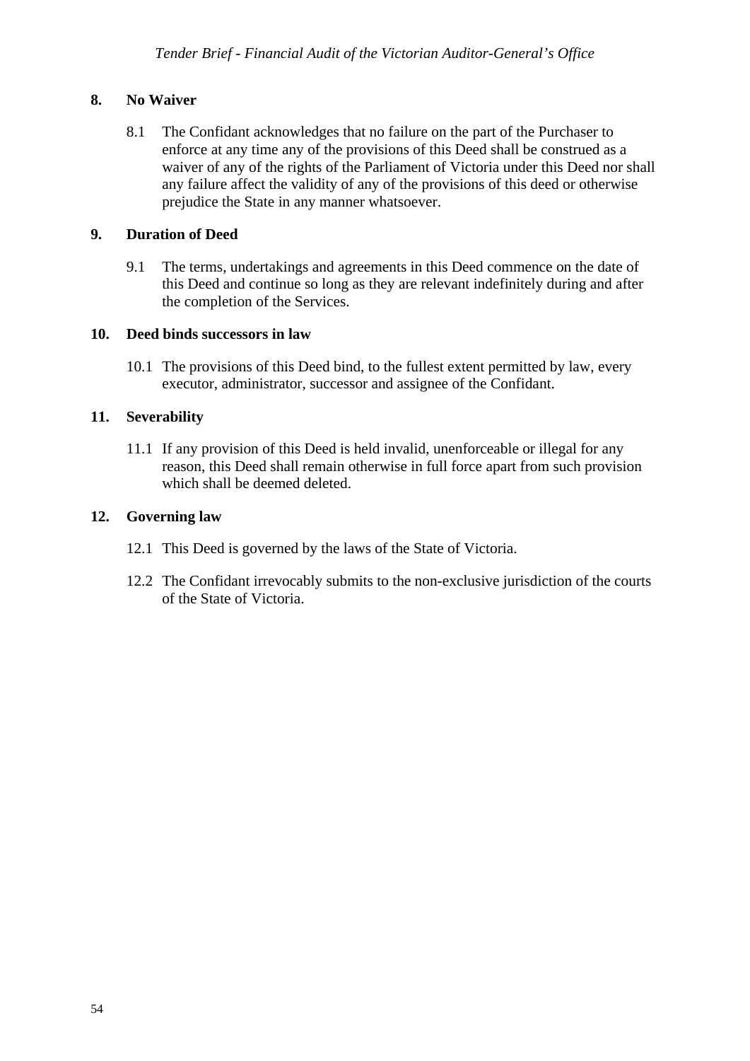## 8. No Waiver

8.1 The Confidant acknowledges that no failure on the part of the Purchaser to enforce at any time any of the provisions of this Deed shall be construed as a waiver of any of the rights of the Parliament of Victoria under this Deed nor shall any failure affect the validity of any of the provisions of this deed or otherwise prejudice the State in any manner whatsoever.

## 9. Duration of Deed

9.1 The terms, undertakings and agreements in this Deed commence on the date of this Deed and continue so long as they are relevant indefinitely during and after the completion of the Services.

## 10. Deed binds successors in law

10.1 The provisions of this Deed bind, to the fullest extent permitted by law, every executor, administrator, successor and assignee of the Confidant.

## 11. Severability

11.1 If any provision of this Deed is held invalid, unenforceable or illegal for any reason, this Deed shall remain otherwise in full force apart from such provision which shall be deemed deleted.

## 12. Governing law

12.1 This Deed is governed by the laws of the State of Victoria.

12.2 The Confidant irrevocably submits to the non-exclusive jurisdiction of the courts of the State of Victoria.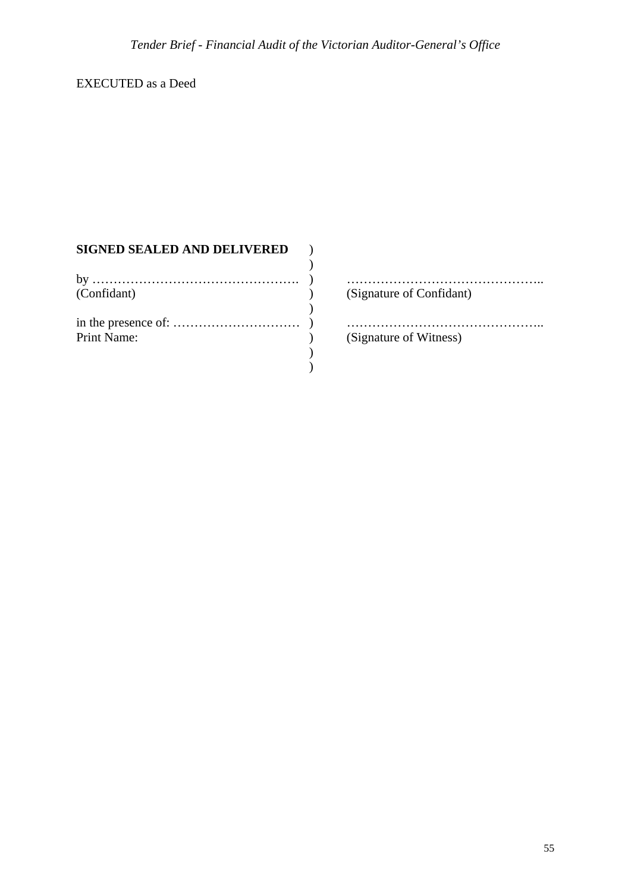EXECUTED as a Deed

| | | |
|---|---|---|
| **SIGNED SEALED AND DELIVERED** | ) | |
| | ) | |
| by …………………………………………. | ) | ……………………………………….. |
| (Confidant) | ) | (Signature of Confidant) |
| | ) | |
| in the presence of: ………………………… | ) | ……………………………………….. |
| Print Name: | ) | (Signature of Witness) |
| | ) | |
| | ) | |